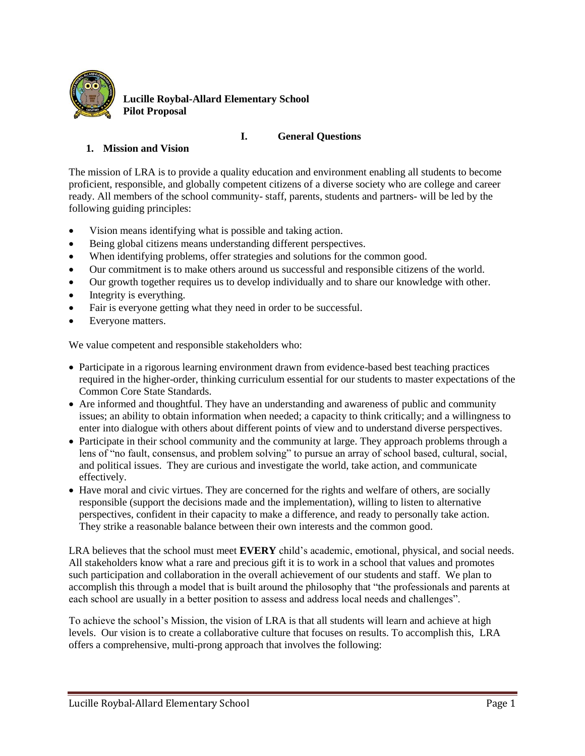**Lucille Roybal-Allard Elementary School**
**Pilot Proposal**

# I. General Questions

## 1. Mission and Vision

The mission of LRA is to provide a quality education and environment enabling all students to become proficient, responsible, and globally competent citizens of a diverse society who are college and career ready. All members of the school community- staff, parents, students and partners- will be led by the following guiding principles:

- Vision means identifying what is possible and taking action.
- Being global citizens means understanding different perspectives.
- When identifying problems, offer strategies and solutions for the common good.
- Our commitment is to make others around us successful and responsible citizens of the world.
- Our growth together requires us to develop individually and to share our knowledge with other.
- Integrity is everything.
- Fair is everyone getting what they need in order to be successful.
- Everyone matters.

We value competent and responsible stakeholders who:

- Participate in a rigorous learning environment drawn from evidence-based best teaching practices required in the higher-order, thinking curriculum essential for our students to master expectations of the Common Core State Standards.
- Are informed and thoughtful. They have an understanding and awareness of public and community issues; an ability to obtain information when needed; a capacity to think critically; and a willingness to enter into dialogue with others about different points of view and to understand diverse perspectives.
- Participate in their school community and the community at large. They approach problems through a lens of "no fault, consensus, and problem solving" to pursue an array of school based, cultural, social, and political issues. They are curious and investigate the world, take action, and communicate effectively.
- Have moral and civic virtues. They are concerned for the rights and welfare of others, are socially responsible (support the decisions made and the implementation), willing to listen to alternative perspectives, confident in their capacity to make a difference, and ready to personally take action. They strike a reasonable balance between their own interests and the common good.

LRA believes that the school must meet **EVERY** child's academic, emotional, physical, and social needs. All stakeholders know what a rare and precious gift it is to work in a school that values and promotes such participation and collaboration in the overall achievement of our students and staff. We plan to accomplish this through a model that is built around the philosophy that "the professionals and parents at each school are usually in a better position to assess and address local needs and challenges".

To achieve the school's Mission, the vision of LRA is that all students will learn and achieve at high levels. Our vision is to create a collaborative culture that focuses on results. To accomplish this, LRA offers a comprehensive, multi-prong approach that involves the following: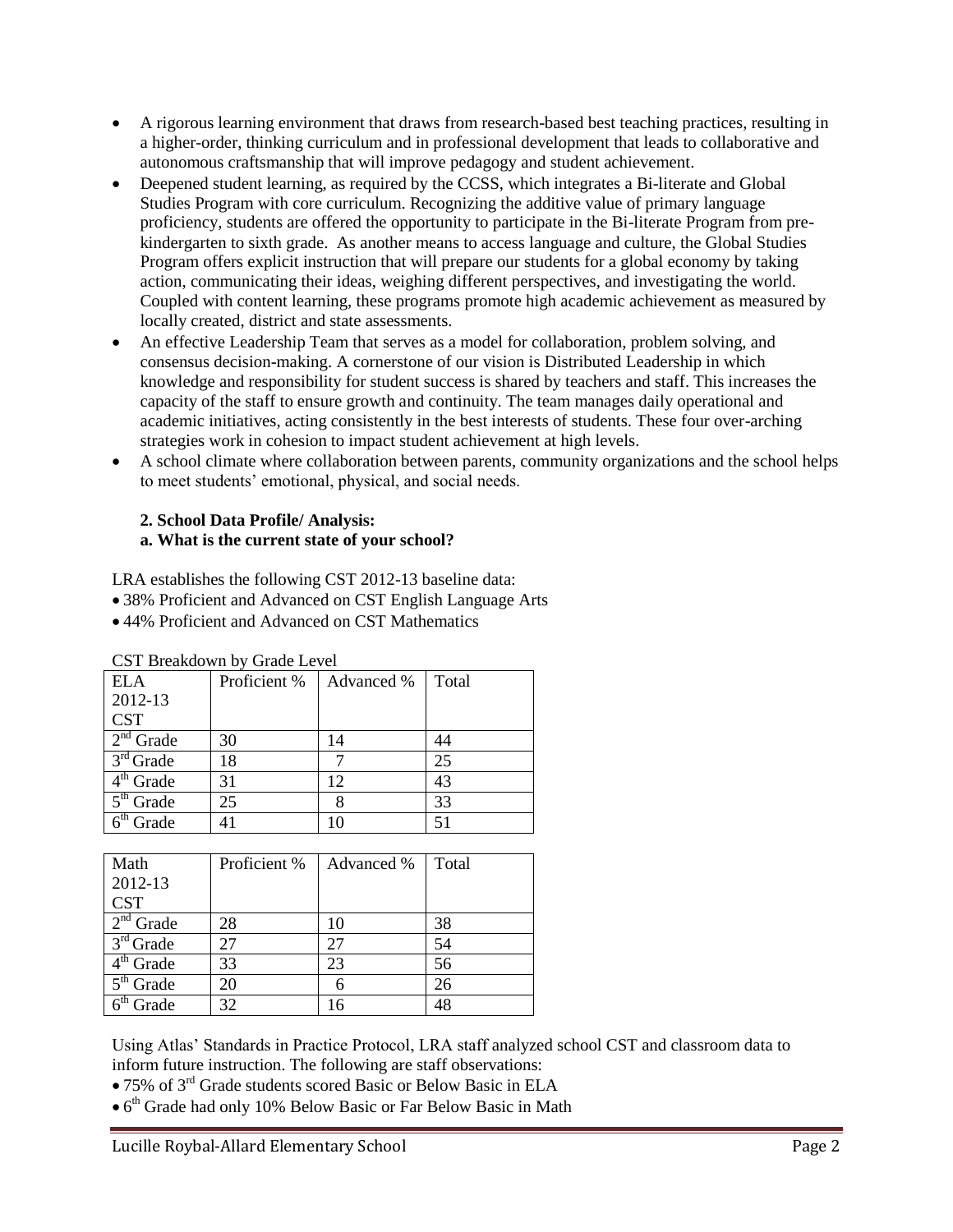- A rigorous learning environment that draws from research-based best teaching practices, resulting in a higher-order, thinking curriculum and in professional development that leads to collaborative and autonomous craftsmanship that will improve pedagogy and student achievement.
- Deepened student learning, as required by the CCSS, which integrates a Bi-literate and Global Studies Program with core curriculum. Recognizing the additive value of primary language proficiency, students are offered the opportunity to participate in the Bi-literate Program from pre-kindergarten to sixth grade. As another means to access language and culture, the Global Studies Program offers explicit instruction that will prepare our students for a global economy by taking action, communicating their ideas, weighing different perspectives, and investigating the world. Coupled with content learning, these programs promote high academic achievement as measured by locally created, district and state assessments.
- An effective Leadership Team that serves as a model for collaboration, problem solving, and consensus decision-making. A cornerstone of our vision is Distributed Leadership in which knowledge and responsibility for student success is shared by teachers and staff. This increases the capacity of the staff to ensure growth and continuity. The team manages daily operational and academic initiatives, acting consistently in the best interests of students. These four over-arching strategies work in cohesion to impact student achievement at high levels.
- A school climate where collaboration between parents, community organizations and the school helps to meet students' emotional, physical, and social needs.

**2. School Data Profile/ Analysis:**

**a. What is the current state of your school?**

LRA establishes the following CST 2012-13 baseline data:

- 38% Proficient and Advanced on CST English Language Arts
- 44% Proficient and Advanced on CST Mathematics

CST Breakdown by Grade Level

| ELA 2012-13 CST | Proficient % | Advanced % | Total |
|---|---|---|---|
| 2nd Grade | 30 | 14 | 44 |
| 3rd Grade | 18 | 7 | 25 |
| 4th Grade | 31 | 12 | 43 |
| 5th Grade | 25 | 8 | 33 |
| 6th Grade | 41 | 10 | 51 |

| Math 2012-13 CST | Proficient % | Advanced % | Total |
|---|---|---|---|
| 2nd Grade | 28 | 10 | 38 |
| 3rd Grade | 27 | 27 | 54 |
| 4th Grade | 33 | 23 | 56 |
| 5th Grade | 20 | 6 | 26 |
| 6th Grade | 32 | 16 | 48 |

Using Atlas' Standards in Practice Protocol, LRA staff analyzed school CST and classroom data to inform future instruction. The following are staff observations:

- 75% of 3rd Grade students scored Basic or Below Basic in ELA
- 6th Grade had only 10% Below Basic or Far Below Basic in Math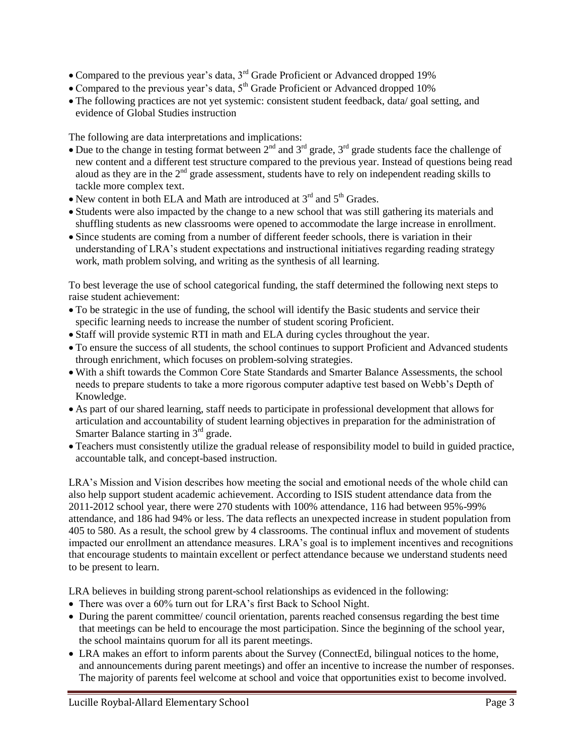- Compared to the previous year's data, 3rd Grade Proficient or Advanced dropped 19%
- Compared to the previous year's data, 5th Grade Proficient or Advanced dropped 10%
- The following practices are not yet systemic: consistent student feedback, data/ goal setting, and evidence of Global Studies instruction

The following are data interpretations and implications:

- Due to the change in testing format between 2nd and 3rd grade, 3rd grade students face the challenge of new content and a different test structure compared to the previous year. Instead of questions being read aloud as they are in the 2nd grade assessment, students have to rely on independent reading skills to tackle more complex text.
- New content in both ELA and Math are introduced at 3rd and 5th Grades.
- Students were also impacted by the change to a new school that was still gathering its materials and shuffling students as new classrooms were opened to accommodate the large increase in enrollment.
- Since students are coming from a number of different feeder schools, there is variation in their understanding of LRA's student expectations and instructional initiatives regarding reading strategy work, math problem solving, and writing as the synthesis of all learning.

To best leverage the use of school categorical funding, the staff determined the following next steps to raise student achievement:

- To be strategic in the use of funding, the school will identify the Basic students and service their specific learning needs to increase the number of student scoring Proficient.
- Staff will provide systemic RTI in math and ELA during cycles throughout the year.
- To ensure the success of all students, the school continues to support Proficient and Advanced students through enrichment, which focuses on problem-solving strategies.
- With a shift towards the Common Core State Standards and Smarter Balance Assessments, the school needs to prepare students to take a more rigorous computer adaptive test based on Webb's Depth of Knowledge.
- As part of our shared learning, staff needs to participate in professional development that allows for articulation and accountability of student learning objectives in preparation for the administration of Smarter Balance starting in 3rd grade.
- Teachers must consistently utilize the gradual release of responsibility model to build in guided practice, accountable talk, and concept-based instruction.

LRA's Mission and Vision describes how meeting the social and emotional needs of the whole child can also help support student academic achievement. According to ISIS student attendance data from the 2011-2012 school year, there were 270 students with 100% attendance, 116 had between 95%-99% attendance, and 186 had 94% or less. The data reflects an unexpected increase in student population from 405 to 580. As a result, the school grew by 4 classrooms. The continual influx and movement of students impacted our enrollment an attendance measures. LRA's goal is to implement incentives and recognitions that encourage students to maintain excellent or perfect attendance because we understand students need to be present to learn.

LRA believes in building strong parent-school relationships as evidenced in the following:

- There was over a 60% turn out for LRA's first Back to School Night.
- During the parent committee/ council orientation, parents reached consensus regarding the best time that meetings can be held to encourage the most participation. Since the beginning of the school year, the school maintains quorum for all its parent meetings.
- LRA makes an effort to inform parents about the Survey (ConnectEd, bilingual notices to the home, and announcements during parent meetings) and offer an incentive to increase the number of responses. The majority of parents feel welcome at school and voice that opportunities exist to become involved.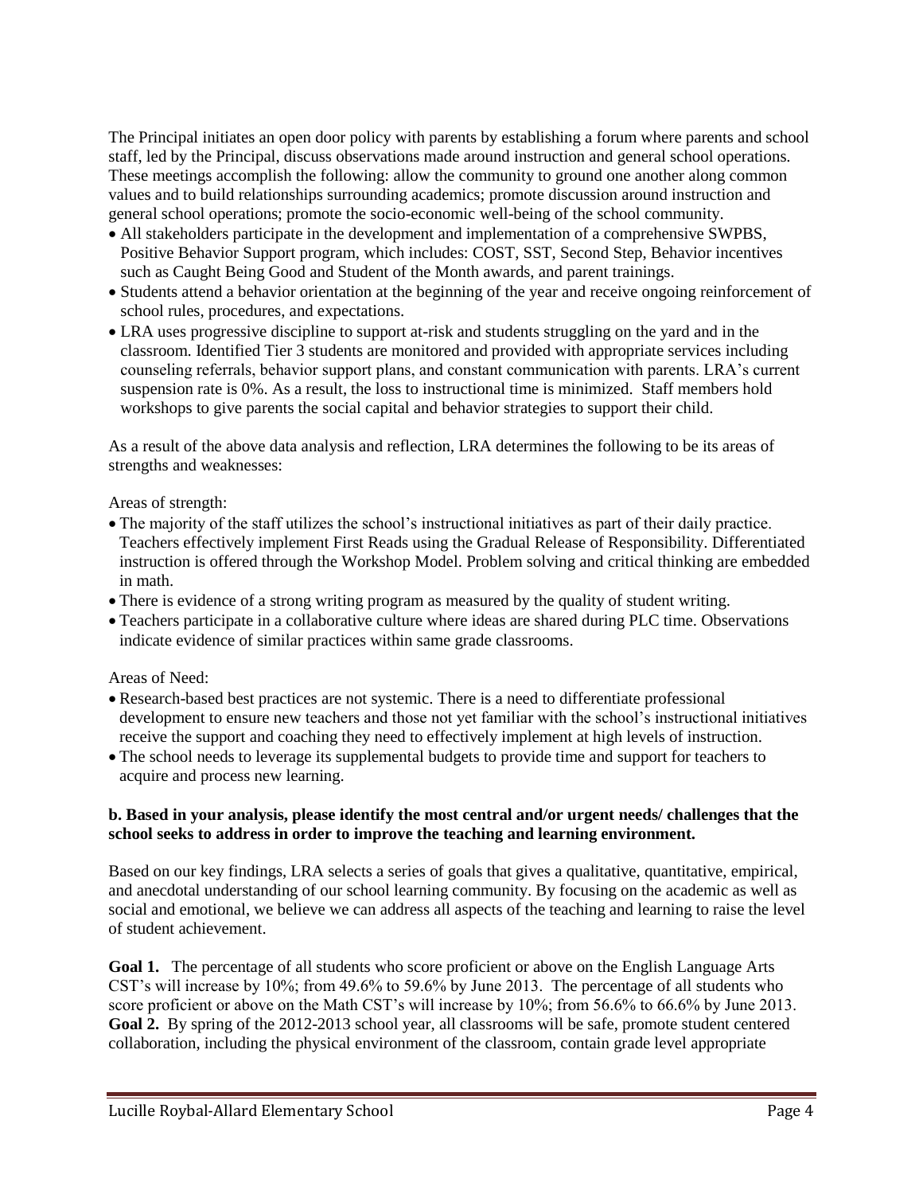The Principal initiates an open door policy with parents by establishing a forum where parents and school staff, led by the Principal, discuss observations made around instruction and general school operations. These meetings accomplish the following: allow the community to ground one another along common values and to build relationships surrounding academics; promote discussion around instruction and general school operations; promote the socio-economic well-being of the school community.

- All stakeholders participate in the development and implementation of a comprehensive SWPBS, Positive Behavior Support program, which includes: COST, SST, Second Step, Behavior incentives such as Caught Being Good and Student of the Month awards, and parent trainings.
- Students attend a behavior orientation at the beginning of the year and receive ongoing reinforcement of school rules, procedures, and expectations.
- LRA uses progressive discipline to support at-risk and students struggling on the yard and in the classroom. Identified Tier 3 students are monitored and provided with appropriate services including counseling referrals, behavior support plans, and constant communication with parents. LRA's current suspension rate is 0%. As a result, the loss to instructional time is minimized. Staff members hold workshops to give parents the social capital and behavior strategies to support their child.

As a result of the above data analysis and reflection, LRA determines the following to be its areas of strengths and weaknesses:

Areas of strength:

- The majority of the staff utilizes the school's instructional initiatives as part of their daily practice. Teachers effectively implement First Reads using the Gradual Release of Responsibility. Differentiated instruction is offered through the Workshop Model. Problem solving and critical thinking are embedded in math.
- There is evidence of a strong writing program as measured by the quality of student writing.
- Teachers participate in a collaborative culture where ideas are shared during PLC time. Observations indicate evidence of similar practices within same grade classrooms.

Areas of Need:

- Research-based best practices are not systemic. There is a need to differentiate professional development to ensure new teachers and those not yet familiar with the school's instructional initiatives receive the support and coaching they need to effectively implement at high levels of instruction.
- The school needs to leverage its supplemental budgets to provide time and support for teachers to acquire and process new learning.

**b. Based in your analysis, please identify the most central and/or urgent needs/ challenges that the school seeks to address in order to improve the teaching and learning environment.**

Based on our key findings, LRA selects a series of goals that gives a qualitative, quantitative, empirical, and anecdotal understanding of our school learning community. By focusing on the academic as well as social and emotional, we believe we can address all aspects of the teaching and learning to raise the level of student achievement.

**Goal 1.** The percentage of all students who score proficient or above on the English Language Arts CST's will increase by 10%; from 49.6% to 59.6% by June 2013. The percentage of all students who score proficient or above on the Math CST's will increase by 10%; from 56.6% to 66.6% by June 2013.
**Goal 2.** By spring of the 2012-2013 school year, all classrooms will be safe, promote student centered collaboration, including the physical environment of the classroom, contain grade level appropriate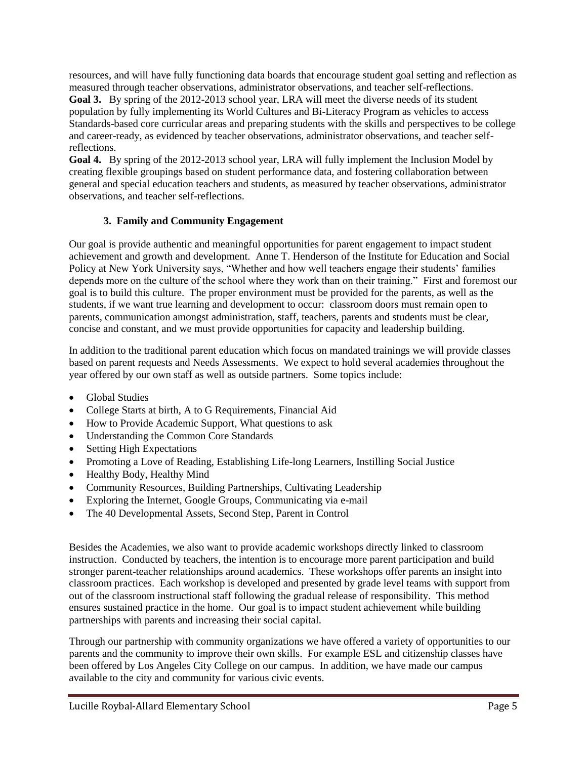resources, and will have fully functioning data boards that encourage student goal setting and reflection as measured through teacher observations, administrator observations, and teacher self-reflections.

**Goal 3.** By spring of the 2012-2013 school year, LRA will meet the diverse needs of its student population by fully implementing its World Cultures and Bi-Literacy Program as vehicles to access Standards-based core curricular areas and preparing students with the skills and perspectives to be college and career-ready, as evidenced by teacher observations, administrator observations, and teacher self-reflections.

**Goal 4.** By spring of the 2012-2013 school year, LRA will fully implement the Inclusion Model by creating flexible groupings based on student performance data, and fostering collaboration between general and special education teachers and students, as measured by teacher observations, administrator observations, and teacher self-reflections.

### 3. Family and Community Engagement

Our goal is provide authentic and meaningful opportunities for parent engagement to impact student achievement and growth and development. Anne T. Henderson of the Institute for Education and Social Policy at New York University says, "Whether and how well teachers engage their students' families depends more on the culture of the school where they work than on their training." First and foremost our goal is to build this culture. The proper environment must be provided for the parents, as well as the students, if we want true learning and development to occur: classroom doors must remain open to parents, communication amongst administration, staff, teachers, parents and students must be clear, concise and constant, and we must provide opportunities for capacity and leadership building.

In addition to the traditional parent education which focus on mandated trainings we will provide classes based on parent requests and Needs Assessments. We expect to hold several academies throughout the year offered by our own staff as well as outside partners. Some topics include:

- Global Studies
- College Starts at birth, A to G Requirements, Financial Aid
- How to Provide Academic Support, What questions to ask
- Understanding the Common Core Standards
- Setting High Expectations
- Promoting a Love of Reading, Establishing Life-long Learners, Instilling Social Justice
- Healthy Body, Healthy Mind
- Community Resources, Building Partnerships, Cultivating Leadership
- Exploring the Internet, Google Groups, Communicating via e-mail
- The 40 Developmental Assets, Second Step, Parent in Control

Besides the Academies, we also want to provide academic workshops directly linked to classroom instruction. Conducted by teachers, the intention is to encourage more parent participation and build stronger parent-teacher relationships around academics. These workshops offer parents an insight into classroom practices. Each workshop is developed and presented by grade level teams with support from out of the classroom instructional staff following the gradual release of responsibility. This method ensures sustained practice in the home. Our goal is to impact student achievement while building partnerships with parents and increasing their social capital.

Through our partnership with community organizations we have offered a variety of opportunities to our parents and the community to improve their own skills. For example ESL and citizenship classes have been offered by Los Angeles City College on our campus. In addition, we have made our campus available to the city and community for various civic events.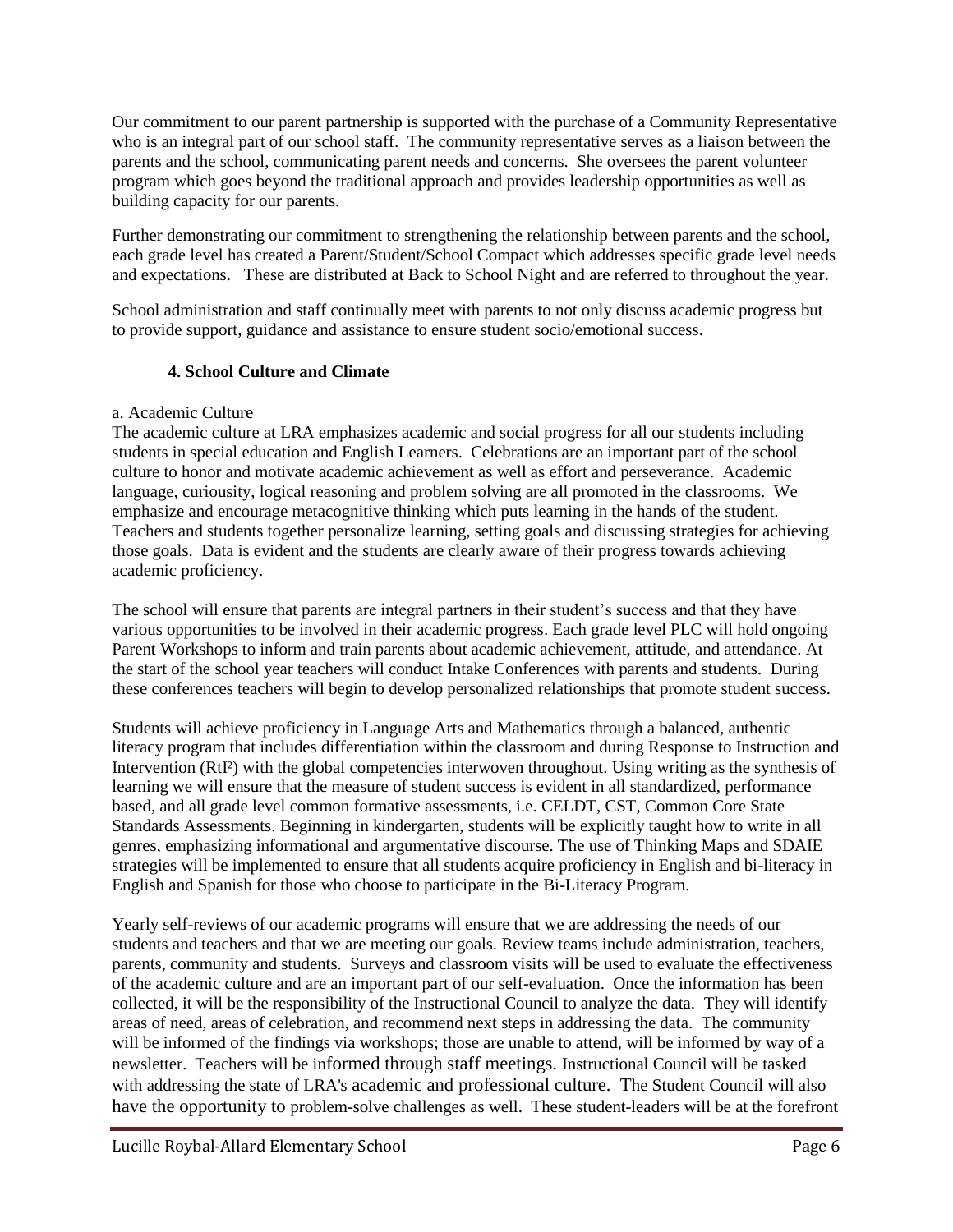Our commitment to our parent partnership is supported with the purchase of a Community Representative who is an integral part of our school staff. The community representative serves as a liaison between the parents and the school, communicating parent needs and concerns. She oversees the parent volunteer program which goes beyond the traditional approach and provides leadership opportunities as well as building capacity for our parents.

Further demonstrating our commitment to strengthening the relationship between parents and the school, each grade level has created a Parent/Student/School Compact which addresses specific grade level needs and expectations. These are distributed at Back to School Night and are referred to throughout the year.

School administration and staff continually meet with parents to not only discuss academic progress but to provide support, guidance and assistance to ensure student socio/emotional success.

### 4. School Culture and Climate

a. Academic Culture

The academic culture at LRA emphasizes academic and social progress for all our students including students in special education and English Learners. Celebrations are an important part of the school culture to honor and motivate academic achievement as well as effort and perseverance. Academic language, curiousity, logical reasoning and problem solving are all promoted in the classrooms. We emphasize and encourage metacognitive thinking which puts learning in the hands of the student. Teachers and students together personalize learning, setting goals and discussing strategies for achieving those goals. Data is evident and the students are clearly aware of their progress towards achieving academic proficiency.

The school will ensure that parents are integral partners in their student's success and that they have various opportunities to be involved in their academic progress. Each grade level PLC will hold ongoing Parent Workshops to inform and train parents about academic achievement, attitude, and attendance. At the start of the school year teachers will conduct Intake Conferences with parents and students. During these conferences teachers will begin to develop personalized relationships that promote student success.

Students will achieve proficiency in Language Arts and Mathematics through a balanced, authentic literacy program that includes differentiation within the classroom and during Response to Instruction and Intervention (RtI²) with the global competencies interwoven throughout. Using writing as the synthesis of learning we will ensure that the measure of student success is evident in all standardized, performance based, and all grade level common formative assessments, i.e. CELDT, CST, Common Core State Standards Assessments. Beginning in kindergarten, students will be explicitly taught how to write in all genres, emphasizing informational and argumentative discourse. The use of Thinking Maps and SDAIE strategies will be implemented to ensure that all students acquire proficiency in English and bi-literacy in English and Spanish for those who choose to participate in the Bi-Literacy Program.

Yearly self-reviews of our academic programs will ensure that we are addressing the needs of our students and teachers and that we are meeting our goals. Review teams include administration, teachers, parents, community and students. Surveys and classroom visits will be used to evaluate the effectiveness of the academic culture and are an important part of our self-evaluation. Once the information has been collected, it will be the responsibility of the Instructional Council to analyze the data. They will identify areas of need, areas of celebration, and recommend next steps in addressing the data. The community will be informed of the findings via workshops; those are unable to attend, will be informed by way of a newsletter. Teachers will be informed through staff meetings. Instructional Council will be tasked with addressing the state of LRA's academic and professional culture. The Student Council will also have the opportunity to problem-solve challenges as well. These student-leaders will be at the forefront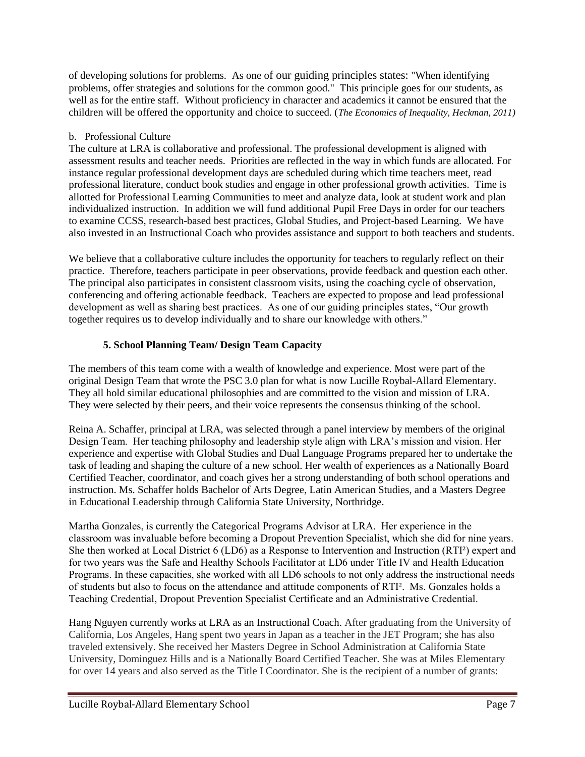of developing solutions for problems. As one of our guiding principles states: "When identifying problems, offer strategies and solutions for the common good." This principle goes for our students, as well as for the entire staff. Without proficiency in character and academics it cannot be ensured that the children will be offered the opportunity and choice to succeed. (*The Economics of Inequality, Heckman, 2011)*

b. Professional Culture

The culture at LRA is collaborative and professional. The professional development is aligned with assessment results and teacher needs. Priorities are reflected in the way in which funds are allocated. For instance regular professional development days are scheduled during which time teachers meet, read professional literature, conduct book studies and engage in other professional growth activities. Time is allotted for Professional Learning Communities to meet and analyze data, look at student work and plan individualized instruction. In addition we will fund additional Pupil Free Days in order for our teachers to examine CCSS, research-based best practices, Global Studies, and Project-based Learning. We have also invested in an Instructional Coach who provides assistance and support to both teachers and students.

We believe that a collaborative culture includes the opportunity for teachers to regularly reflect on their practice. Therefore, teachers participate in peer observations, provide feedback and question each other. The principal also participates in consistent classroom visits, using the coaching cycle of observation, conferencing and offering actionable feedback. Teachers are expected to propose and lead professional development as well as sharing best practices. As one of our guiding principles states, "Our growth together requires us to develop individually and to share our knowledge with others."

### 5. School Planning Team/ Design Team Capacity

The members of this team come with a wealth of knowledge and experience. Most were part of the original Design Team that wrote the PSC 3.0 plan for what is now Lucille Roybal-Allard Elementary. They all hold similar educational philosophies and are committed to the vision and mission of LRA. They were selected by their peers, and their voice represents the consensus thinking of the school.

Reina A. Schaffer, principal at LRA, was selected through a panel interview by members of the original Design Team. Her teaching philosophy and leadership style align with LRA's mission and vision. Her experience and expertise with Global Studies and Dual Language Programs prepared her to undertake the task of leading and shaping the culture of a new school. Her wealth of experiences as a Nationally Board Certified Teacher, coordinator, and coach gives her a strong understanding of both school operations and instruction. Ms. Schaffer holds Bachelor of Arts Degree, Latin American Studies, and a Masters Degree in Educational Leadership through California State University, Northridge.

Martha Gonzales, is currently the Categorical Programs Advisor at LRA. Her experience in the classroom was invaluable before becoming a Dropout Prevention Specialist, which she did for nine years. She then worked at Local District 6 (LD6) as a Response to Intervention and Instruction (RTI²) expert and for two years was the Safe and Healthy Schools Facilitator at LD6 under Title IV and Health Education Programs. In these capacities, she worked with all LD6 schools to not only address the instructional needs of students but also to focus on the attendance and attitude components of RTI². Ms. Gonzales holds a Teaching Credential, Dropout Prevention Specialist Certificate and an Administrative Credential.

Hang Nguyen currently works at LRA as an Instructional Coach. After graduating from the University of California, Los Angeles, Hang spent two years in Japan as a teacher in the JET Program; she has also traveled extensively. She received her Masters Degree in School Administration at California State University, Dominguez Hills and is a Nationally Board Certified Teacher. She was at Miles Elementary for over 14 years and also served as the Title I Coordinator. She is the recipient of a number of grants: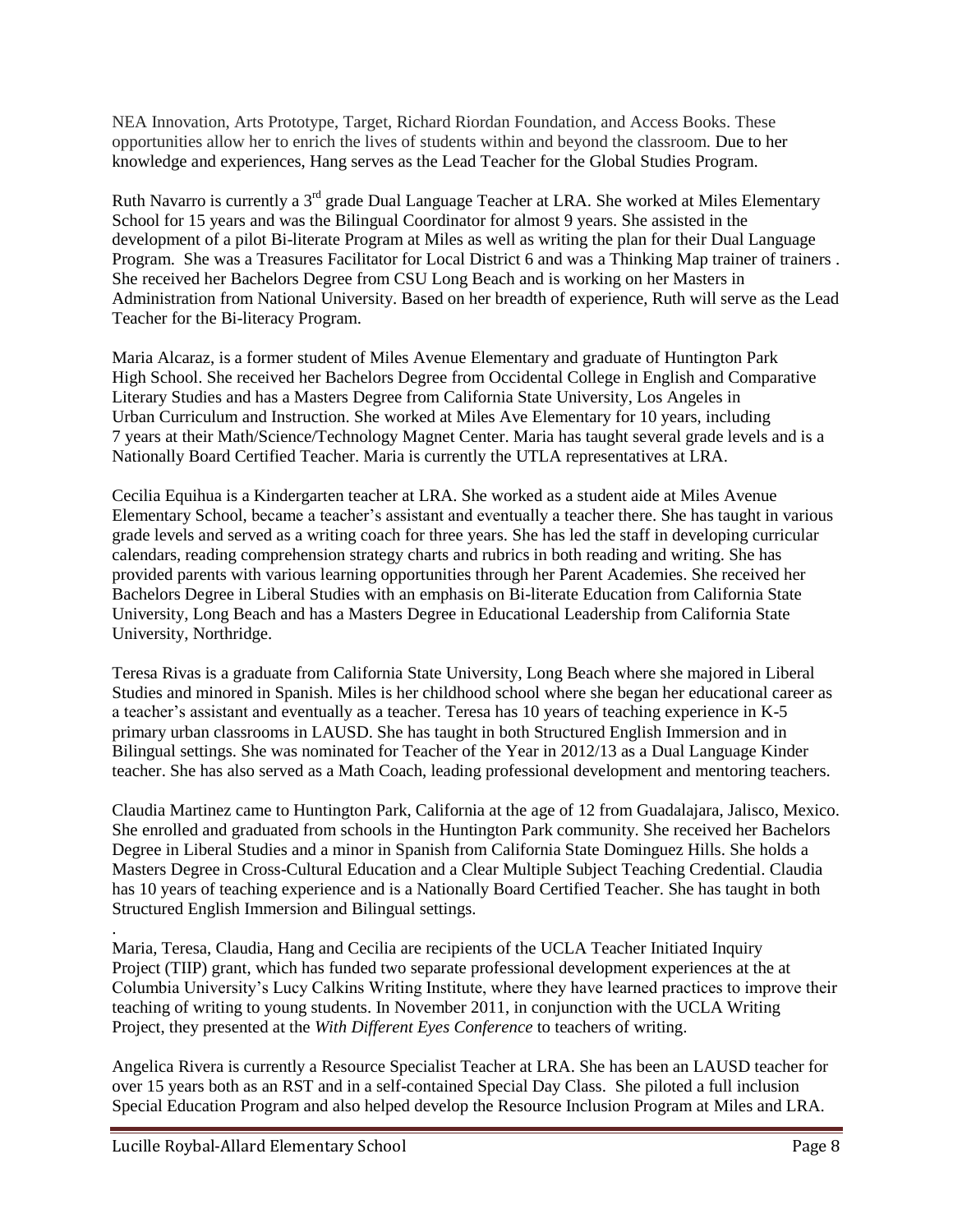NEA Innovation, Arts Prototype, Target, Richard Riordan Foundation, and Access Books. These opportunities allow her to enrich the lives of students within and beyond the classroom. Due to her knowledge and experiences, Hang serves as the Lead Teacher for the Global Studies Program.

Ruth Navarro is currently a 3rd grade Dual Language Teacher at LRA. She worked at Miles Elementary School for 15 years and was the Bilingual Coordinator for almost 9 years. She assisted in the development of a pilot Bi-literate Program at Miles as well as writing the plan for their Dual Language Program. She was a Treasures Facilitator for Local District 6 and was a Thinking Map trainer of trainers . She received her Bachelors Degree from CSU Long Beach and is working on her Masters in Administration from National University. Based on her breadth of experience, Ruth will serve as the Lead Teacher for the Bi-literacy Program.

Maria Alcaraz, is a former student of Miles Avenue Elementary and graduate of Huntington Park High School. She received her Bachelors Degree from Occidental College in English and Comparative Literary Studies and has a Masters Degree from California State University, Los Angeles in Urban Curriculum and Instruction. She worked at Miles Ave Elementary for 10 years, including 7 years at their Math/Science/Technology Magnet Center. Maria has taught several grade levels and is a Nationally Board Certified Teacher. Maria is currently the UTLA representatives at LRA.

Cecilia Equihua is a Kindergarten teacher at LRA. She worked as a student aide at Miles Avenue Elementary School, became a teacher's assistant and eventually a teacher there. She has taught in various grade levels and served as a writing coach for three years. She has led the staff in developing curricular calendars, reading comprehension strategy charts and rubrics in both reading and writing. She has provided parents with various learning opportunities through her Parent Academies. She received her Bachelors Degree in Liberal Studies with an emphasis on Bi-literate Education from California State University, Long Beach and has a Masters Degree in Educational Leadership from California State University, Northridge.

Teresa Rivas is a graduate from California State University, Long Beach where she majored in Liberal Studies and minored in Spanish. Miles is her childhood school where she began her educational career as a teacher's assistant and eventually as a teacher. Teresa has 10 years of teaching experience in K-5 primary urban classrooms in LAUSD. She has taught in both Structured English Immersion and in Bilingual settings. She was nominated for Teacher of the Year in 2012/13 as a Dual Language Kinder teacher. She has also served as a Math Coach, leading professional development and mentoring teachers.

Claudia Martinez came to Huntington Park, California at the age of 12 from Guadalajara, Jalisco, Mexico. She enrolled and graduated from schools in the Huntington Park community. She received her Bachelors Degree in Liberal Studies and a minor in Spanish from California State Dominguez Hills. She holds a Masters Degree in Cross-Cultural Education and a Clear Multiple Subject Teaching Credential. Claudia has 10 years of teaching experience and is a Nationally Board Certified Teacher. She has taught in both Structured English Immersion and Bilingual settings.

Maria, Teresa, Claudia, Hang and Cecilia are recipients of the UCLA Teacher Initiated Inquiry Project (TIIP) grant, which has funded two separate professional development experiences at the at Columbia University's Lucy Calkins Writing Institute, where they have learned practices to improve their teaching of writing to young students. In November 2011, in conjunction with the UCLA Writing Project, they presented at the *With Different Eyes Conference* to teachers of writing.

Angelica Rivera is currently a Resource Specialist Teacher at LRA. She has been an LAUSD teacher for over 15 years both as an RST and in a self-contained Special Day Class. She piloted a full inclusion Special Education Program and also helped develop the Resource Inclusion Program at Miles and LRA.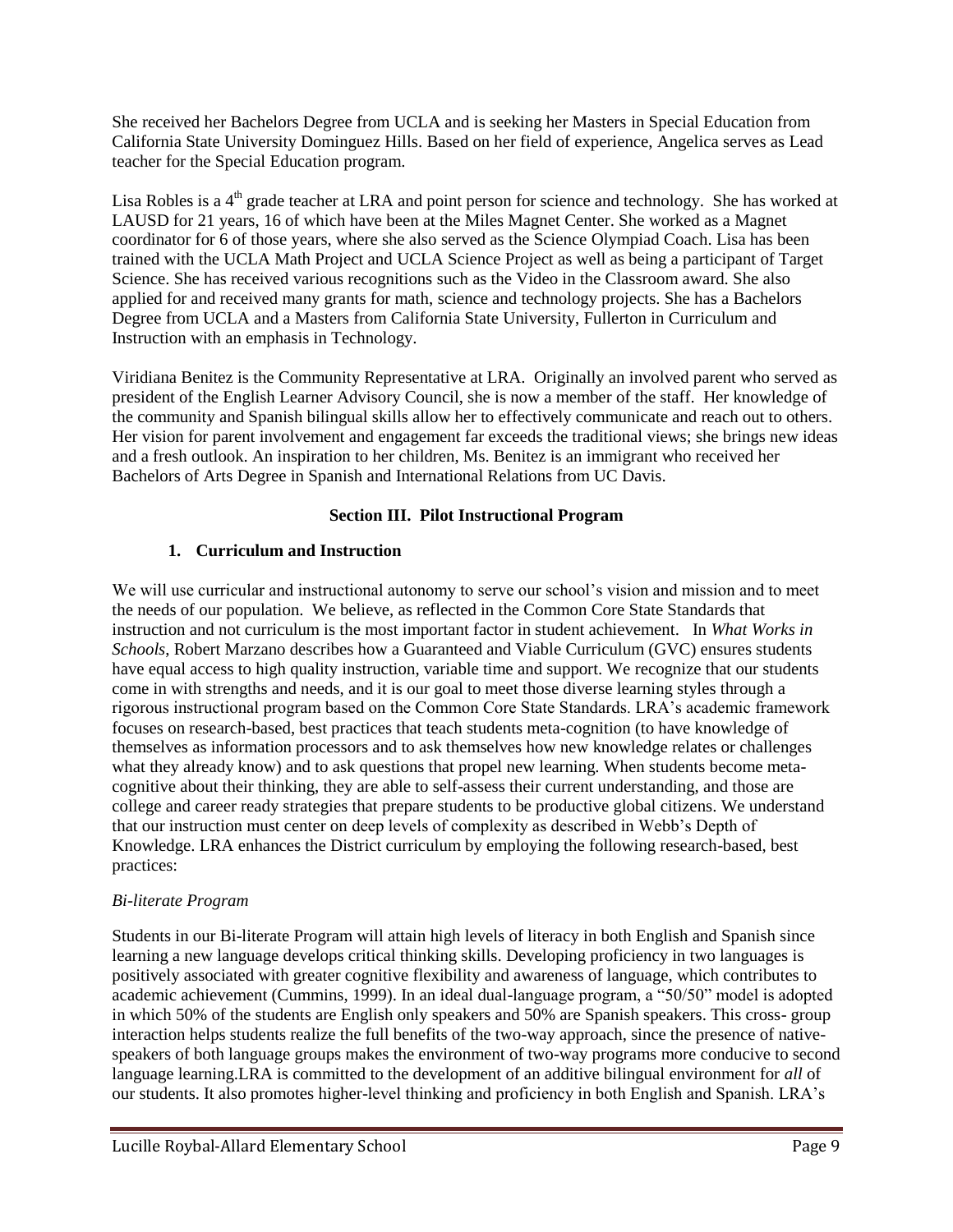She received her Bachelors Degree from UCLA and is seeking her Masters in Special Education from California State University Dominguez Hills. Based on her field of experience, Angelica serves as Lead teacher for the Special Education program.

Lisa Robles is a 4th grade teacher at LRA and point person for science and technology. She has worked at LAUSD for 21 years, 16 of which have been at the Miles Magnet Center. She worked as a Magnet coordinator for 6 of those years, where she also served as the Science Olympiad Coach. Lisa has been trained with the UCLA Math Project and UCLA Science Project as well as being a participant of Target Science. She has received various recognitions such as the Video in the Classroom award. She also applied for and received many grants for math, science and technology projects. She has a Bachelors Degree from UCLA and a Masters from California State University, Fullerton in Curriculum and Instruction with an emphasis in Technology.

Viridiana Benitez is the Community Representative at LRA. Originally an involved parent who served as president of the English Learner Advisory Council, she is now a member of the staff. Her knowledge of the community and Spanish bilingual skills allow her to effectively communicate and reach out to others. Her vision for parent involvement and engagement far exceeds the traditional views; she brings new ideas and a fresh outlook. An inspiration to her children, Ms. Benitez is an immigrant who received her Bachelors of Arts Degree in Spanish and International Relations from UC Davis.

## Section III. Pilot Instructional Program

### 1. Curriculum and Instruction

We will use curricular and instructional autonomy to serve our school's vision and mission and to meet the needs of our population. We believe, as reflected in the Common Core State Standards that instruction and not curriculum is the most important factor in student achievement. In *What Works in Schools*, Robert Marzano describes how a Guaranteed and Viable Curriculum (GVC) ensures students have equal access to high quality instruction, variable time and support. We recognize that our students come in with strengths and needs, and it is our goal to meet those diverse learning styles through a rigorous instructional program based on the Common Core State Standards. LRA's academic framework focuses on research-based, best practices that teach students meta-cognition (to have knowledge of themselves as information processors and to ask themselves how new knowledge relates or challenges what they already know) and to ask questions that propel new learning. When students become meta-cognitive about their thinking, they are able to self-assess their current understanding, and those are college and career ready strategies that prepare students to be productive global citizens. We understand that our instruction must center on deep levels of complexity as described in Webb's Depth of Knowledge. LRA enhances the District curriculum by employing the following research-based, best practices:

*Bi-literate Program*

Students in our Bi-literate Program will attain high levels of literacy in both English and Spanish since learning a new language develops critical thinking skills. Developing proficiency in two languages is positively associated with greater cognitive flexibility and awareness of language, which contributes to academic achievement (Cummins, 1999). In an ideal dual-language program, a "50/50" model is adopted in which 50% of the students are English only speakers and 50% are Spanish speakers. This cross- group interaction helps students realize the full benefits of the two-way approach, since the presence of native-speakers of both language groups makes the environment of two-way programs more conducive to second language learning.LRA is committed to the development of an additive bilingual environment for *all* of our students. It also promotes higher-level thinking and proficiency in both English and Spanish. LRA's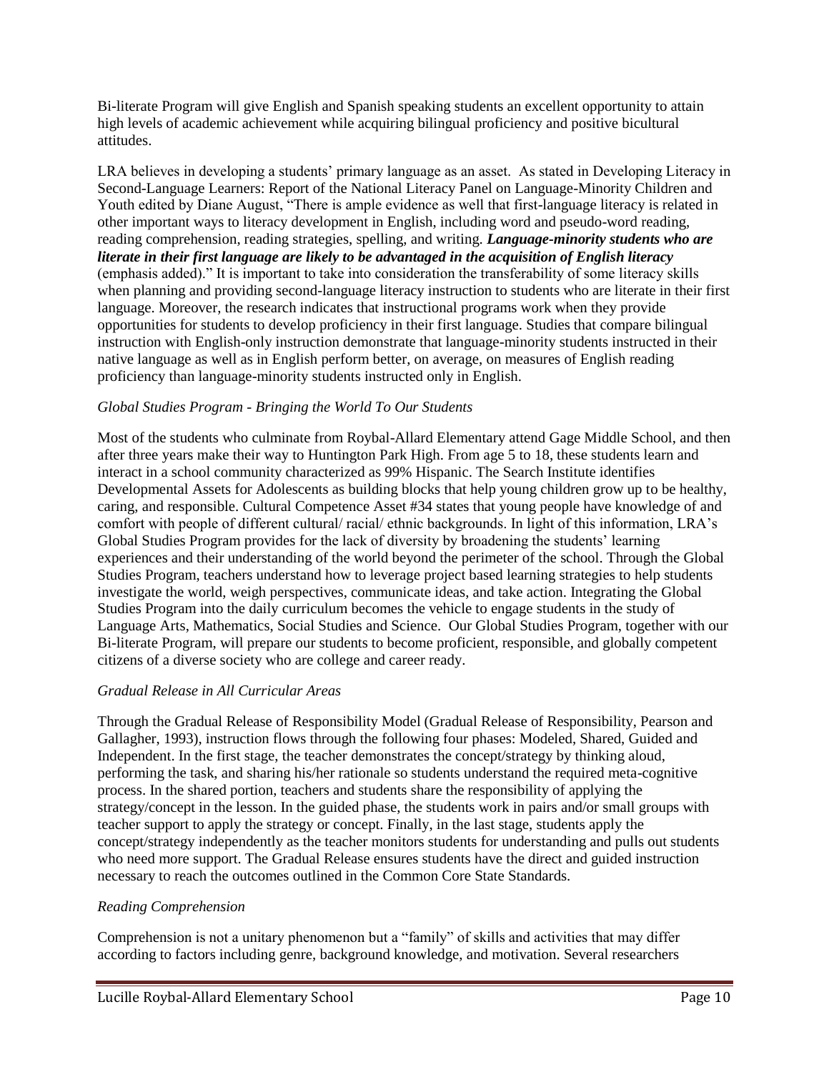Bi-literate Program will give English and Spanish speaking students an excellent opportunity to attain high levels of academic achievement while acquiring bilingual proficiency and positive bicultural attitudes.

LRA believes in developing a students' primary language as an asset. As stated in Developing Literacy in Second-Language Learners: Report of the National Literacy Panel on Language-Minority Children and Youth edited by Diane August, "There is ample evidence as well that first-language literacy is related in other important ways to literacy development in English, including word and pseudo-word reading, reading comprehension, reading strategies, spelling, and writing. ***Language-minority students who are literate in their first language are likely to be advantaged in the acquisition of English literacy*** (emphasis added)." It is important to take into consideration the transferability of some literacy skills when planning and providing second-language literacy instruction to students who are literate in their first language. Moreover, the research indicates that instructional programs work when they provide opportunities for students to develop proficiency in their first language. Studies that compare bilingual instruction with English-only instruction demonstrate that language-minority students instructed in their native language as well as in English perform better, on average, on measures of English reading proficiency than language-minority students instructed only in English.

*Global Studies Program - Bringing the World To Our Students*

Most of the students who culminate from Roybal-Allard Elementary attend Gage Middle School, and then after three years make their way to Huntington Park High. From age 5 to 18, these students learn and interact in a school community characterized as 99% Hispanic. The Search Institute identifies Developmental Assets for Adolescents as building blocks that help young children grow up to be healthy, caring, and responsible. Cultural Competence Asset #34 states that young people have knowledge of and comfort with people of different cultural/ racial/ ethnic backgrounds. In light of this information, LRA's Global Studies Program provides for the lack of diversity by broadening the students' learning experiences and their understanding of the world beyond the perimeter of the school. Through the Global Studies Program, teachers understand how to leverage project based learning strategies to help students investigate the world, weigh perspectives, communicate ideas, and take action. Integrating the Global Studies Program into the daily curriculum becomes the vehicle to engage students in the study of Language Arts, Mathematics, Social Studies and Science. Our Global Studies Program, together with our Bi-literate Program, will prepare our students to become proficient, responsible, and globally competent citizens of a diverse society who are college and career ready.

*Gradual Release in All Curricular Areas*

Through the Gradual Release of Responsibility Model (Gradual Release of Responsibility, Pearson and Gallagher, 1993), instruction flows through the following four phases: Modeled, Shared, Guided and Independent. In the first stage, the teacher demonstrates the concept/strategy by thinking aloud, performing the task, and sharing his/her rationale so students understand the required meta-cognitive process. In the shared portion, teachers and students share the responsibility of applying the strategy/concept in the lesson. In the guided phase, the students work in pairs and/or small groups with teacher support to apply the strategy or concept. Finally, in the last stage, students apply the concept/strategy independently as the teacher monitors students for understanding and pulls out students who need more support. The Gradual Release ensures students have the direct and guided instruction necessary to reach the outcomes outlined in the Common Core State Standards.

*Reading Comprehension*

Comprehension is not a unitary phenomenon but a "family" of skills and activities that may differ according to factors including genre, background knowledge, and motivation. Several researchers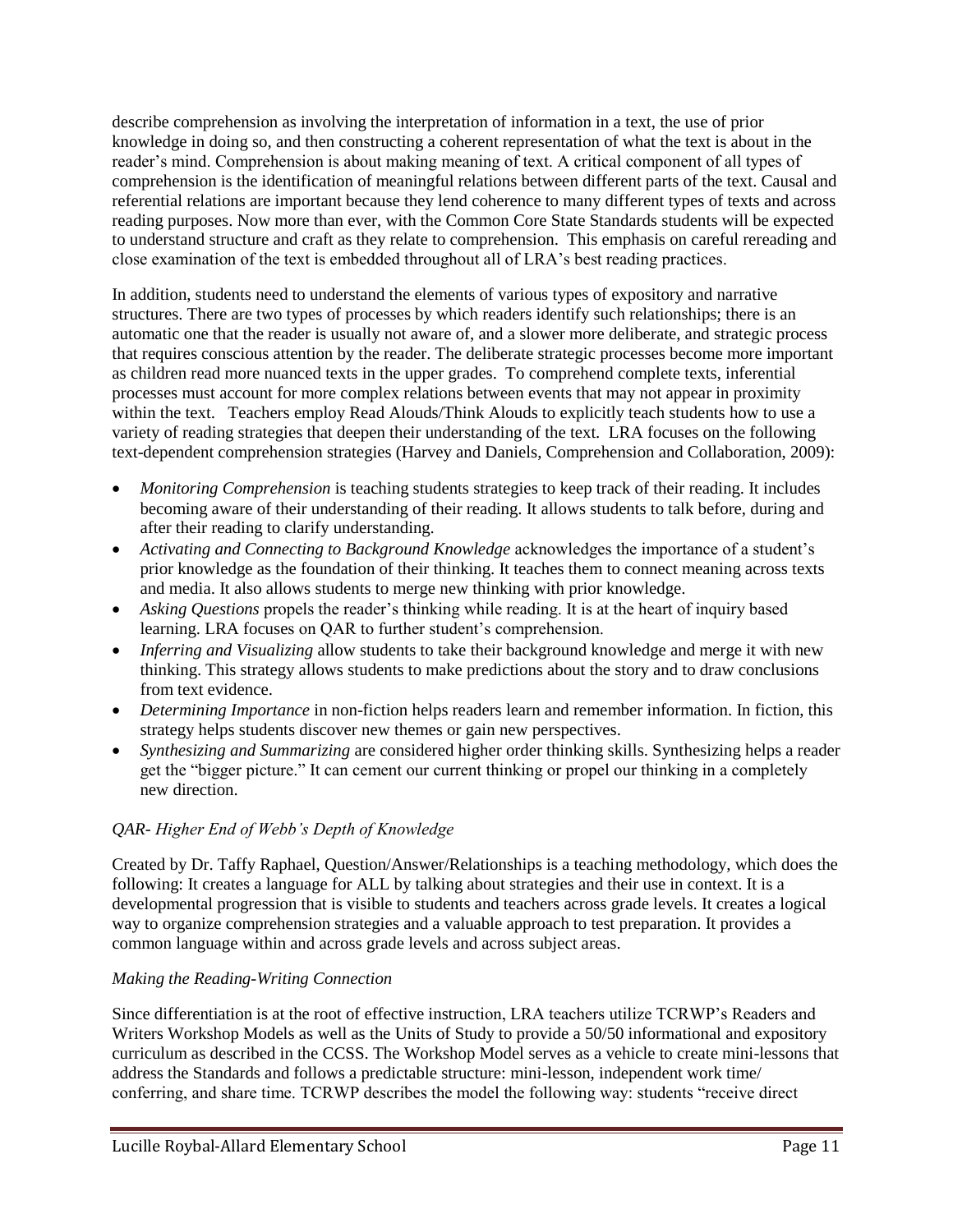describe comprehension as involving the interpretation of information in a text, the use of prior knowledge in doing so, and then constructing a coherent representation of what the text is about in the reader's mind. Comprehension is about making meaning of text. A critical component of all types of comprehension is the identification of meaningful relations between different parts of the text. Causal and referential relations are important because they lend coherence to many different types of texts and across reading purposes. Now more than ever, with the Common Core State Standards students will be expected to understand structure and craft as they relate to comprehension. This emphasis on careful rereading and close examination of the text is embedded throughout all of LRA's best reading practices.

In addition, students need to understand the elements of various types of expository and narrative structures. There are two types of processes by which readers identify such relationships; there is an automatic one that the reader is usually not aware of, and a slower more deliberate, and strategic process that requires conscious attention by the reader. The deliberate strategic processes become more important as children read more nuanced texts in the upper grades. To comprehend complete texts, inferential processes must account for more complex relations between events that may not appear in proximity within the text. Teachers employ Read Alouds/Think Alouds to explicitly teach students how to use a variety of reading strategies that deepen their understanding of the text. LRA focuses on the following text-dependent comprehension strategies (Harvey and Daniels, Comprehension and Collaboration, 2009):

- *Monitoring Comprehension* is teaching students strategies to keep track of their reading. It includes becoming aware of their understanding of their reading. It allows students to talk before, during and after their reading to clarify understanding.
- *Activating and Connecting to Background Knowledge* acknowledges the importance of a student's prior knowledge as the foundation of their thinking. It teaches them to connect meaning across texts and media. It also allows students to merge new thinking with prior knowledge.
- *Asking Questions* propels the reader's thinking while reading. It is at the heart of inquiry based learning. LRA focuses on QAR to further student's comprehension.
- *Inferring and Visualizing* allow students to take their background knowledge and merge it with new thinking. This strategy allows students to make predictions about the story and to draw conclusions from text evidence.
- *Determining Importance* in non-fiction helps readers learn and remember information. In fiction, this strategy helps students discover new themes or gain new perspectives.
- *Synthesizing and Summarizing* are considered higher order thinking skills. Synthesizing helps a reader get the "bigger picture." It can cement our current thinking or propel our thinking in a completely new direction.

*QAR- Higher End of Webb's Depth of Knowledge*

Created by Dr. Taffy Raphael, Question/Answer/Relationships is a teaching methodology, which does the following: It creates a language for ALL by talking about strategies and their use in context. It is a developmental progression that is visible to students and teachers across grade levels. It creates a logical way to organize comprehension strategies and a valuable approach to test preparation. It provides a common language within and across grade levels and across subject areas.

*Making the Reading-Writing Connection*

Since differentiation is at the root of effective instruction, LRA teachers utilize TCRWP's Readers and Writers Workshop Models as well as the Units of Study to provide a 50/50 informational and expository curriculum as described in the CCSS. The Workshop Model serves as a vehicle to create mini-lessons that address the Standards and follows a predictable structure: mini-lesson, independent work time/ conferring, and share time. TCRWP describes the model the following way: students "receive direct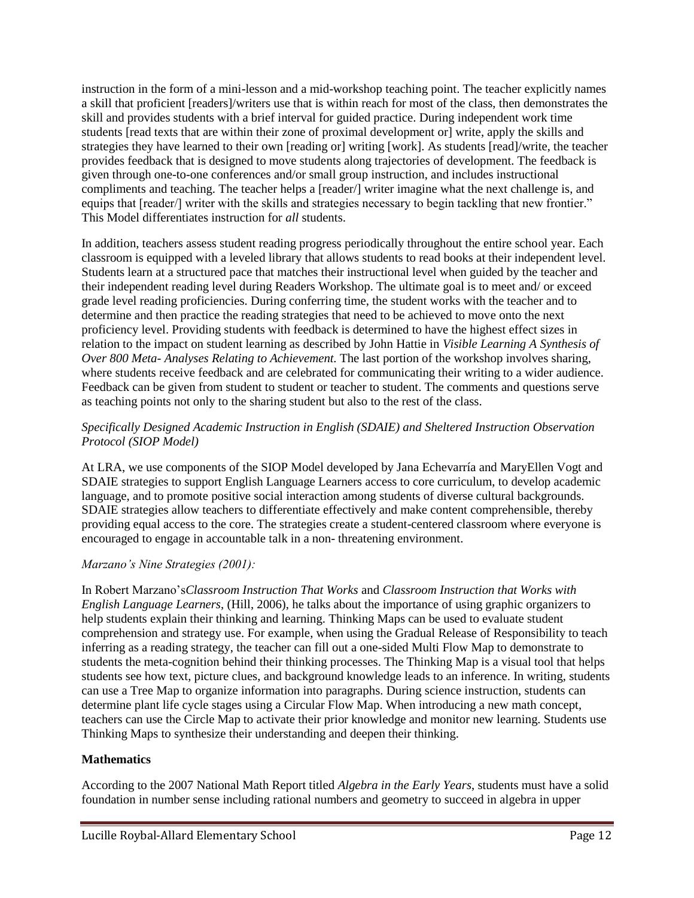instruction in the form of a mini-lesson and a mid-workshop teaching point. The teacher explicitly names a skill that proficient [readers]/writers use that is within reach for most of the class, then demonstrates the skill and provides students with a brief interval for guided practice. During independent work time students [read texts that are within their zone of proximal development or] write, apply the skills and strategies they have learned to their own [reading or] writing [work]. As students [read]/write, the teacher provides feedback that is designed to move students along trajectories of development. The feedback is given through one-to-one conferences and/or small group instruction, and includes instructional compliments and teaching. The teacher helps a [reader/] writer imagine what the next challenge is, and equips that [reader/] writer with the skills and strategies necessary to begin tackling that new frontier." This Model differentiates instruction for *all* students.

In addition, teachers assess student reading progress periodically throughout the entire school year. Each classroom is equipped with a leveled library that allows students to read books at their independent level. Students learn at a structured pace that matches their instructional level when guided by the teacher and their independent reading level during Readers Workshop. The ultimate goal is to meet and/ or exceed grade level reading proficiencies. During conferring time, the student works with the teacher and to determine and then practice the reading strategies that need to be achieved to move onto the next proficiency level. Providing students with feedback is determined to have the highest effect sizes in relation to the impact on student learning as described by John Hattie in *Visible Learning A Synthesis of Over 800 Meta- Analyses Relating to Achievement.* The last portion of the workshop involves sharing, where students receive feedback and are celebrated for communicating their writing to a wider audience. Feedback can be given from student to student or teacher to student. The comments and questions serve as teaching points not only to the sharing student but also to the rest of the class.

*Specifically Designed Academic Instruction in English (SDAIE) and Sheltered Instruction Observation Protocol (SIOP Model)*

At LRA, we use components of the SIOP Model developed by Jana Echevarría and MaryEllen Vogt and SDAIE strategies to support English Language Learners access to core curriculum, to develop academic language, and to promote positive social interaction among students of diverse cultural backgrounds. SDAIE strategies allow teachers to differentiate effectively and make content comprehensible, thereby providing equal access to the core. The strategies create a student-centered classroom where everyone is encouraged to engage in accountable talk in a non- threatening environment.

*Marzano's Nine Strategies (2001):*

In Robert Marzano's*Classroom Instruction That Works* and *Classroom Instruction that Works with English Language Learners*, (Hill, 2006), he talks about the importance of using graphic organizers to help students explain their thinking and learning. Thinking Maps can be used to evaluate student comprehension and strategy use. For example, when using the Gradual Release of Responsibility to teach inferring as a reading strategy, the teacher can fill out a one-sided Multi Flow Map to demonstrate to students the meta-cognition behind their thinking processes. The Thinking Map is a visual tool that helps students see how text, picture clues, and background knowledge leads to an inference. In writing, students can use a Tree Map to organize information into paragraphs. During science instruction, students can determine plant life cycle stages using a Circular Flow Map. When introducing a new math concept, teachers can use the Circle Map to activate their prior knowledge and monitor new learning. Students use Thinking Maps to synthesize their understanding and deepen their thinking.

**Mathematics**

According to the 2007 National Math Report titled *Algebra in the Early Years*, students must have a solid foundation in number sense including rational numbers and geometry to succeed in algebra in upper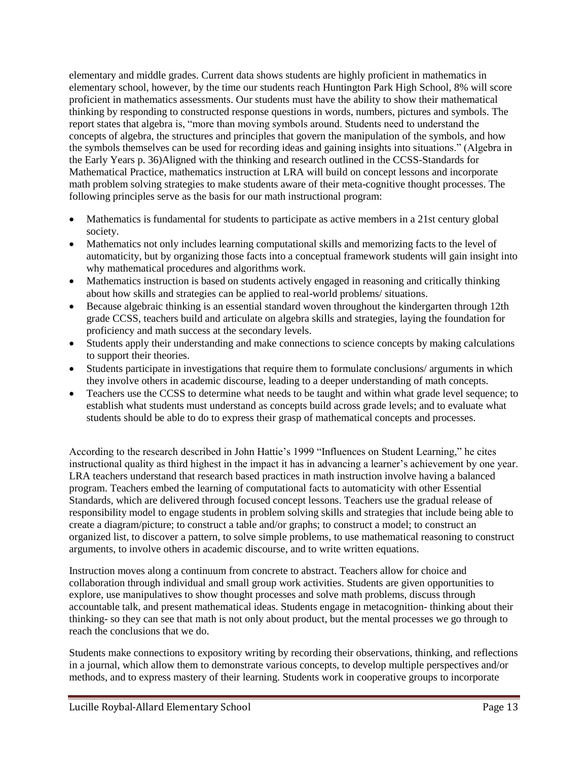elementary and middle grades. Current data shows students are highly proficient in mathematics in elementary school, however, by the time our students reach Huntington Park High School, 8% will score proficient in mathematics assessments. Our students must have the ability to show their mathematical thinking by responding to constructed response questions in words, numbers, pictures and symbols. The report states that algebra is, "more than moving symbols around. Students need to understand the concepts of algebra, the structures and principles that govern the manipulation of the symbols, and how the symbols themselves can be used for recording ideas and gaining insights into situations." (Algebra in the Early Years p. 36)Aligned with the thinking and research outlined in the CCSS-Standards for Mathematical Practice, mathematics instruction at LRA will build on concept lessons and incorporate math problem solving strategies to make students aware of their meta-cognitive thought processes. The following principles serve as the basis for our math instructional program:

- Mathematics is fundamental for students to participate as active members in a 21st century global society.
- Mathematics not only includes learning computational skills and memorizing facts to the level of automaticity, but by organizing those facts into a conceptual framework students will gain insight into why mathematical procedures and algorithms work.
- Mathematics instruction is based on students actively engaged in reasoning and critically thinking about how skills and strategies can be applied to real-world problems/ situations.
- Because algebraic thinking is an essential standard woven throughout the kindergarten through 12th grade CCSS, teachers build and articulate on algebra skills and strategies, laying the foundation for proficiency and math success at the secondary levels.
- Students apply their understanding and make connections to science concepts by making calculations to support their theories.
- Students participate in investigations that require them to formulate conclusions/ arguments in which they involve others in academic discourse, leading to a deeper understanding of math concepts.
- Teachers use the CCSS to determine what needs to be taught and within what grade level sequence; to establish what students must understand as concepts build across grade levels; and to evaluate what students should be able to do to express their grasp of mathematical concepts and processes.

According to the research described in John Hattie's 1999 "Influences on Student Learning," he cites instructional quality as third highest in the impact it has in advancing a learner's achievement by one year. LRA teachers understand that research based practices in math instruction involve having a balanced program. Teachers embed the learning of computational facts to automaticity with other Essential Standards, which are delivered through focused concept lessons. Teachers use the gradual release of responsibility model to engage students in problem solving skills and strategies that include being able to create a diagram/picture; to construct a table and/or graphs; to construct a model; to construct an organized list, to discover a pattern, to solve simple problems, to use mathematical reasoning to construct arguments, to involve others in academic discourse, and to write written equations.

Instruction moves along a continuum from concrete to abstract. Teachers allow for choice and collaboration through individual and small group work activities. Students are given opportunities to explore, use manipulatives to show thought processes and solve math problems, discuss through accountable talk, and present mathematical ideas. Students engage in metacognition- thinking about their thinking- so they can see that math is not only about product, but the mental processes we go through to reach the conclusions that we do.

Students make connections to expository writing by recording their observations, thinking, and reflections in a journal, which allow them to demonstrate various concepts, to develop multiple perspectives and/or methods, and to express mastery of their learning. Students work in cooperative groups to incorporate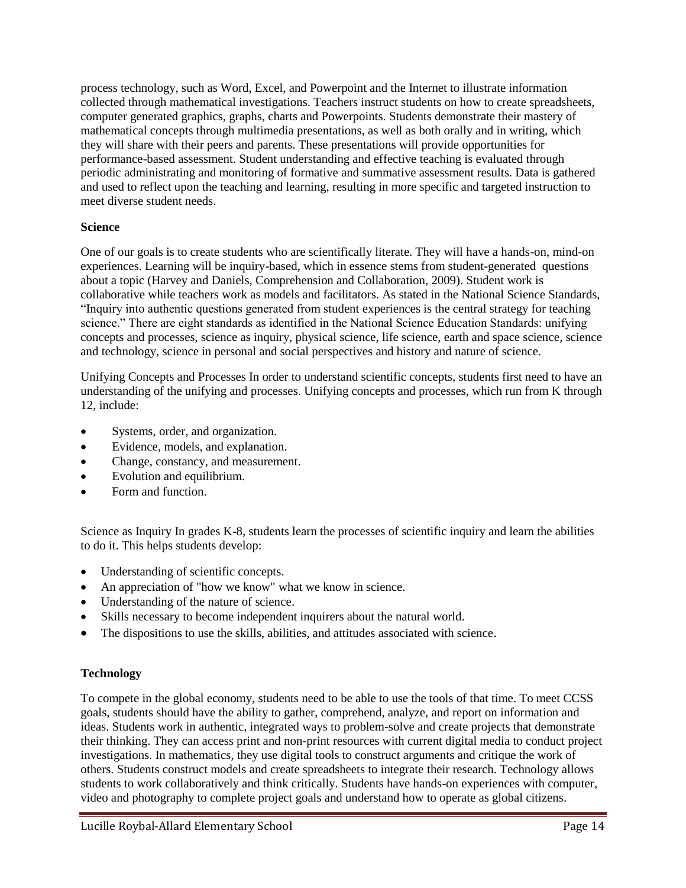process technology, such as Word, Excel, and Powerpoint and the Internet to illustrate information collected through mathematical investigations. Teachers instruct students on how to create spreadsheets, computer generated graphics, graphs, charts and Powerpoints. Students demonstrate their mastery of mathematical concepts through multimedia presentations, as well as both orally and in writing, which they will share with their peers and parents. These presentations will provide opportunities for performance-based assessment. Student understanding and effective teaching is evaluated through periodic administrating and monitoring of formative and summative assessment results. Data is gathered and used to reflect upon the teaching and learning, resulting in more specific and targeted instruction to meet diverse student needs.

**Science**

One of our goals is to create students who are scientifically literate. They will have a hands-on, mind-on experiences. Learning will be inquiry-based, which in essence stems from student-generated questions about a topic (Harvey and Daniels, Comprehension and Collaboration, 2009). Student work is collaborative while teachers work as models and facilitators. As stated in the National Science Standards, "Inquiry into authentic questions generated from student experiences is the central strategy for teaching science." There are eight standards as identified in the National Science Education Standards: unifying concepts and processes, science as inquiry, physical science, life science, earth and space science, science and technology, science in personal and social perspectives and history and nature of science.

Unifying Concepts and Processes In order to understand scientific concepts, students first need to have an understanding of the unifying and processes. Unifying concepts and processes, which run from K through 12, include:

- Systems, order, and organization.
- Evidence, models, and explanation.
- Change, constancy, and measurement.
- Evolution and equilibrium.
- Form and function.

Science as Inquiry In grades K-8, students learn the processes of scientific inquiry and learn the abilities to do it. This helps students develop:

- Understanding of scientific concepts.
- An appreciation of "how we know" what we know in science.
- Understanding of the nature of science.
- Skills necessary to become independent inquirers about the natural world.
- The dispositions to use the skills, abilities, and attitudes associated with science.

**Technology**

To compete in the global economy, students need to be able to use the tools of that time. To meet CCSS goals, students should have the ability to gather, comprehend, analyze, and report on information and ideas. Students work in authentic, integrated ways to problem-solve and create projects that demonstrate their thinking. They can access print and non-print resources with current digital media to conduct project investigations. In mathematics, they use digital tools to construct arguments and critique the work of others. Students construct models and create spreadsheets to integrate their research. Technology allows students to work collaboratively and think critically. Students have hands-on experiences with computer, video and photography to complete project goals and understand how to operate as global citizens.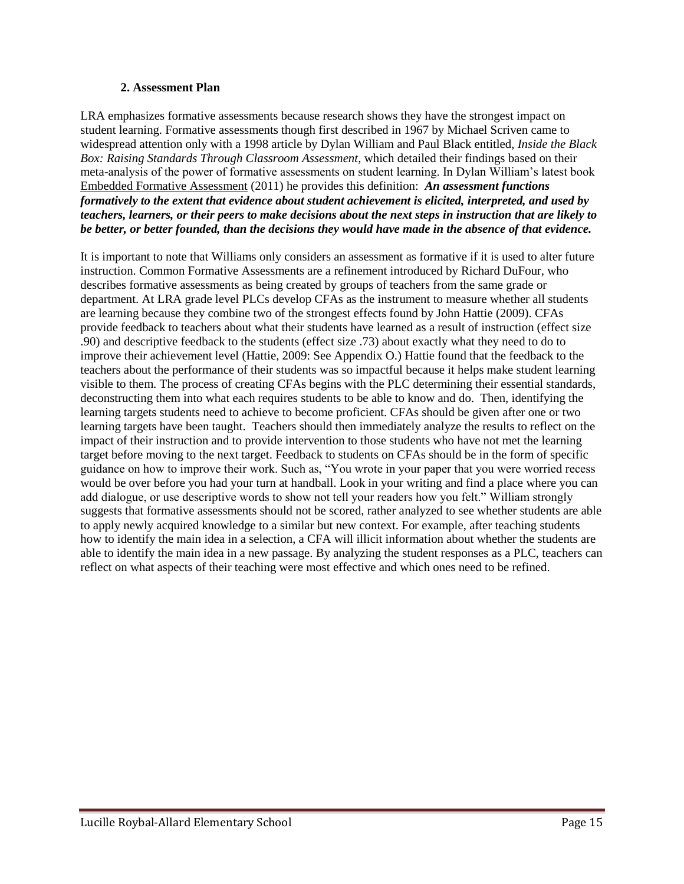### 2. Assessment Plan

LRA emphasizes formative assessments because research shows they have the strongest impact on student learning. Formative assessments though first described in 1967 by Michael Scriven came to widespread attention only with a 1998 article by Dylan William and Paul Black entitled, *Inside the Black Box: Raising Standards Through Classroom Assessment*, which detailed their findings based on their meta-analysis of the power of formative assessments on student learning. In Dylan William's latest book Embedded Formative Assessment (2011) he provides this definition: ***An assessment functions formatively to the extent that evidence about student achievement is elicited, interpreted, and used by teachers, learners, or their peers to make decisions about the next steps in instruction that are likely to be better, or better founded, than the decisions they would have made in the absence of that evidence.***

It is important to note that Williams only considers an assessment as formative if it is used to alter future instruction. Common Formative Assessments are a refinement introduced by Richard DuFour, who describes formative assessments as being created by groups of teachers from the same grade or department. At LRA grade level PLCs develop CFAs as the instrument to measure whether all students are learning because they combine two of the strongest effects found by John Hattie (2009). CFAs provide feedback to teachers about what their students have learned as a result of instruction (effect size .90) and descriptive feedback to the students (effect size .73) about exactly what they need to do to improve their achievement level (Hattie, 2009: See Appendix O.) Hattie found that the feedback to the teachers about the performance of their students was so impactful because it helps make student learning visible to them. The process of creating CFAs begins with the PLC determining their essential standards, deconstructing them into what each requires students to be able to know and do. Then, identifying the learning targets students need to achieve to become proficient. CFAs should be given after one or two learning targets have been taught. Teachers should then immediately analyze the results to reflect on the impact of their instruction and to provide intervention to those students who have not met the learning target before moving to the next target. Feedback to students on CFAs should be in the form of specific guidance on how to improve their work. Such as, "You wrote in your paper that you were worried recess would be over before you had your turn at handball. Look in your writing and find a place where you can add dialogue, or use descriptive words to show not tell your readers how you felt." William strongly suggests that formative assessments should not be scored, rather analyzed to see whether students are able to apply newly acquired knowledge to a similar but new context. For example, after teaching students how to identify the main idea in a selection, a CFA will illicit information about whether the students are able to identify the main idea in a new passage. By analyzing the student responses as a PLC, teachers can reflect on what aspects of their teaching were most effective and which ones need to be refined.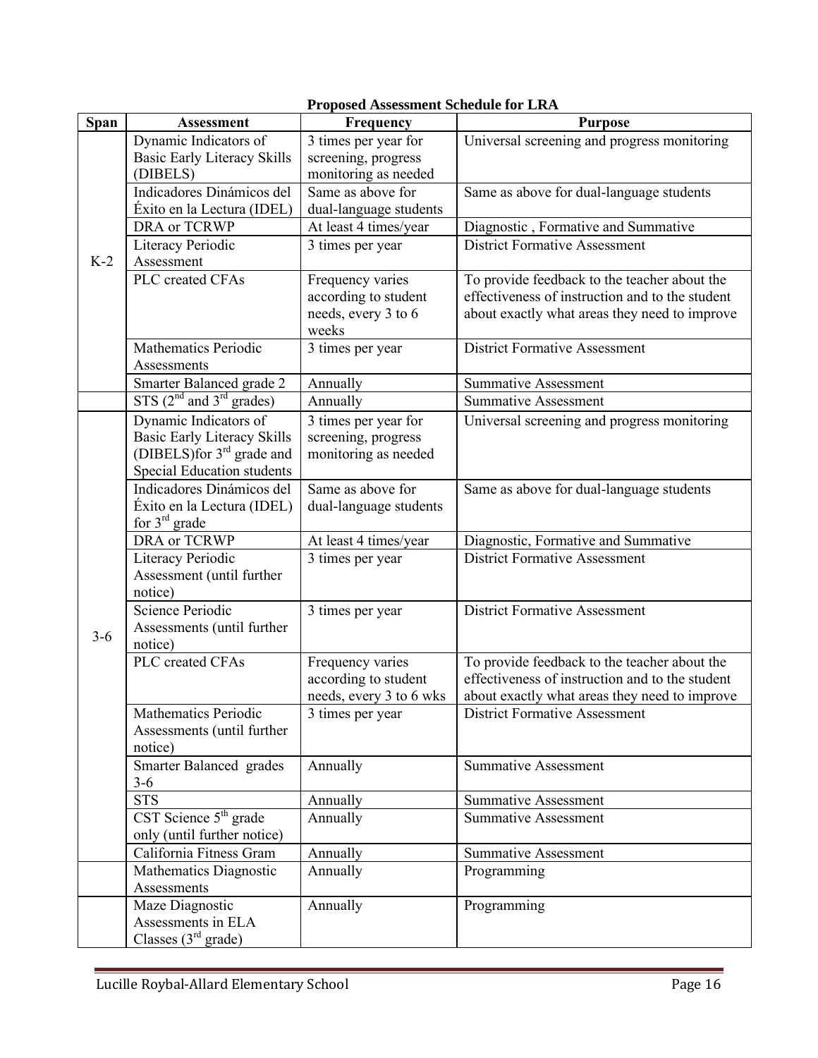**Proposed Assessment Schedule for LRA**

| Span | Assessment | Frequency | Purpose |
|---|---|---|---|
| K-2 | Dynamic Indicators of Basic Early Literacy Skills (DIBELS) | 3 times per year for screening, progress monitoring as needed | Universal screening and progress monitoring |
| | Indicadores Dinámicos del Éxito en la Lectura (IDEL) | Same as above for dual-language students | Same as above for dual-language students |
| | DRA or TCRWP | At least 4 times/year | Diagnostic , Formative and Summative |
| | Literacy Periodic Assessment | 3 times per year | District Formative Assessment |
| | PLC created CFAs | Frequency varies according to student needs, every 3 to 6 weeks | To provide feedback to the teacher about the effectiveness of instruction and to the student about exactly what areas they need to improve |
| | Mathematics Periodic Assessments | 3 times per year | District Formative Assessment |
| | Smarter Balanced grade 2 | Annually | Summative Assessment |
| | STS (2nd and 3rd grades) | Annually | Summative Assessment |
| 3-6 | Dynamic Indicators of Basic Early Literacy Skills (DIBELS)for 3rd grade and Special Education students | 3 times per year for screening, progress monitoring as needed | Universal screening and progress monitoring |
| | Indicadores Dinámicos del Éxito en la Lectura (IDEL) for 3rd grade | Same as above for dual-language students | Same as above for dual-language students |
| | DRA or TCRWP | At least 4 times/year | Diagnostic, Formative and Summative |
| | Literacy Periodic Assessment (until further notice) | 3 times per year | District Formative Assessment |
| | Science Periodic Assessments (until further notice) | 3 times per year | District Formative Assessment |
| | PLC created CFAs | Frequency varies according to student needs, every 3 to 6 wks | To provide feedback to the teacher about the effectiveness of instruction and to the student about exactly what areas they need to improve |
| | Mathematics Periodic Assessments (until further notice) | 3 times per year | District Formative Assessment |
| | Smarter Balanced grades 3-6 | Annually | Summative Assessment |
| | STS | Annually | Summative Assessment |
| | CST Science 5th grade only (until further notice) | Annually | Summative Assessment |
| | California Fitness Gram | Annually | Summative Assessment |
| | Mathematics Diagnostic Assessments | Annually | Programming |
| | Maze Diagnostic Assessments in ELA Classes (3rd grade) | Annually | Programming |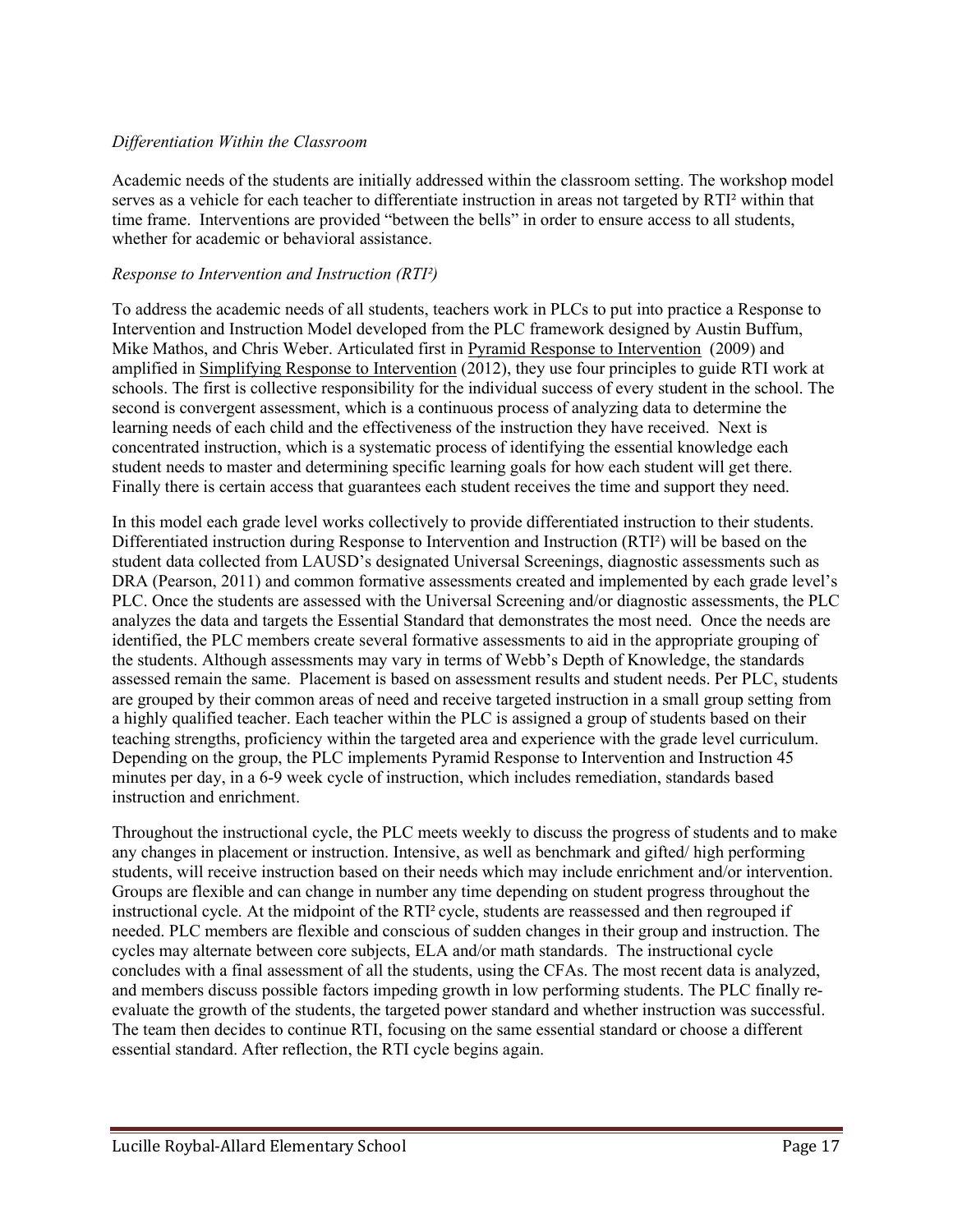*Differentiation Within the Classroom*

Academic needs of the students are initially addressed within the classroom setting. The workshop model serves as a vehicle for each teacher to differentiate instruction in areas not targeted by RTI² within that time frame. Interventions are provided "between the bells" in order to ensure access to all students, whether for academic or behavioral assistance.

*Response to Intervention and Instruction (RTI²)*

To address the academic needs of all students, teachers work in PLCs to put into practice a Response to Intervention and Instruction Model developed from the PLC framework designed by Austin Buffum, Mike Mathos, and Chris Weber. Articulated first in Pyramid Response to Intervention (2009) and amplified in Simplifying Response to Intervention (2012), they use four principles to guide RTI work at schools. The first is collective responsibility for the individual success of every student in the school. The second is convergent assessment, which is a continuous process of analyzing data to determine the learning needs of each child and the effectiveness of the instruction they have received. Next is concentrated instruction, which is a systematic process of identifying the essential knowledge each student needs to master and determining specific learning goals for how each student will get there. Finally there is certain access that guarantees each student receives the time and support they need.

In this model each grade level works collectively to provide differentiated instruction to their students. Differentiated instruction during Response to Intervention and Instruction (RTI²) will be based on the student data collected from LAUSD's designated Universal Screenings, diagnostic assessments such as DRA (Pearson, 2011) and common formative assessments created and implemented by each grade level's PLC. Once the students are assessed with the Universal Screening and/or diagnostic assessments, the PLC analyzes the data and targets the Essential Standard that demonstrates the most need. Once the needs are identified, the PLC members create several formative assessments to aid in the appropriate grouping of the students. Although assessments may vary in terms of Webb's Depth of Knowledge, the standards assessed remain the same. Placement is based on assessment results and student needs. Per PLC, students are grouped by their common areas of need and receive targeted instruction in a small group setting from a highly qualified teacher. Each teacher within the PLC is assigned a group of students based on their teaching strengths, proficiency within the targeted area and experience with the grade level curriculum. Depending on the group, the PLC implements Pyramid Response to Intervention and Instruction 45 minutes per day, in a 6-9 week cycle of instruction, which includes remediation, standards based instruction and enrichment.

Throughout the instructional cycle, the PLC meets weekly to discuss the progress of students and to make any changes in placement or instruction. Intensive, as well as benchmark and gifted/ high performing students, will receive instruction based on their needs which may include enrichment and/or intervention. Groups are flexible and can change in number any time depending on student progress throughout the instructional cycle. At the midpoint of the RTI² cycle, students are reassessed and then regrouped if needed. PLC members are flexible and conscious of sudden changes in their group and instruction. The cycles may alternate between core subjects, ELA and/or math standards. The instructional cycle concludes with a final assessment of all the students, using the CFAs. The most recent data is analyzed, and members discuss possible factors impeding growth in low performing students. The PLC finally re-evaluate the growth of the students, the targeted power standard and whether instruction was successful. The team then decides to continue RTI, focusing on the same essential standard or choose a different essential standard. After reflection, the RTI cycle begins again.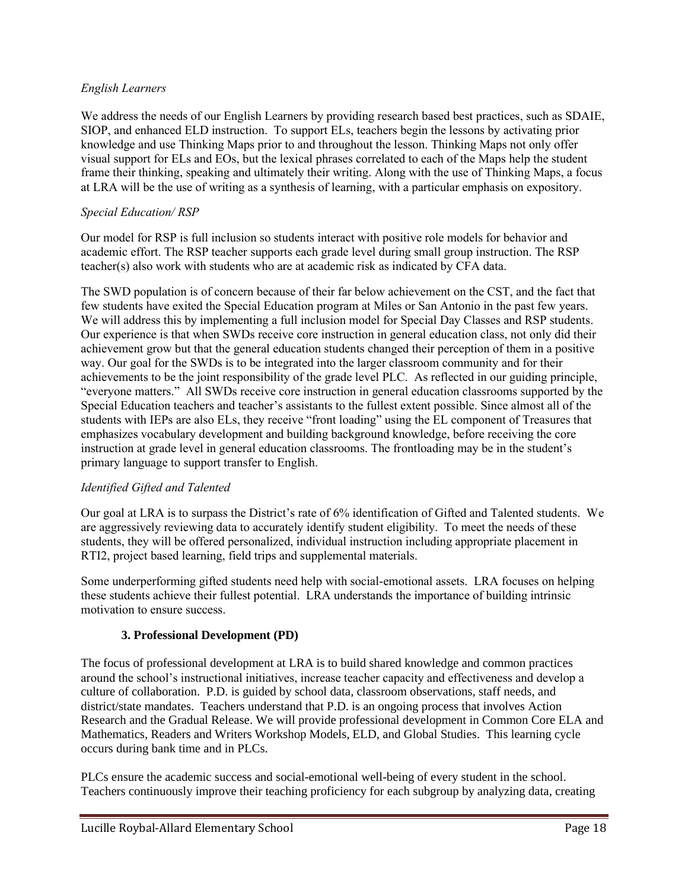*English Learners*

We address the needs of our English Learners by providing research based best practices, such as SDAIE, SIOP, and enhanced ELD instruction. To support ELs, teachers begin the lessons by activating prior knowledge and use Thinking Maps prior to and throughout the lesson. Thinking Maps not only offer visual support for ELs and EOs, but the lexical phrases correlated to each of the Maps help the student frame their thinking, speaking and ultimately their writing. Along with the use of Thinking Maps, a focus at LRA will be the use of writing as a synthesis of learning, with a particular emphasis on expository.

*Special Education/ RSP*

Our model for RSP is full inclusion so students interact with positive role models for behavior and academic effort. The RSP teacher supports each grade level during small group instruction. The RSP teacher(s) also work with students who are at academic risk as indicated by CFA data.

The SWD population is of concern because of their far below achievement on the CST, and the fact that few students have exited the Special Education program at Miles or San Antonio in the past few years. We will address this by implementing a full inclusion model for Special Day Classes and RSP students. Our experience is that when SWDs receive core instruction in general education class, not only did their achievement grow but that the general education students changed their perception of them in a positive way. Our goal for the SWDs is to be integrated into the larger classroom community and for their achievements to be the joint responsibility of the grade level PLC. As reflected in our guiding principle, "everyone matters." All SWDs receive core instruction in general education classrooms supported by the Special Education teachers and teacher's assistants to the fullest extent possible. Since almost all of the students with IEPs are also ELs, they receive "front loading" using the EL component of Treasures that emphasizes vocabulary development and building background knowledge, before receiving the core instruction at grade level in general education classrooms. The frontloading may be in the student's primary language to support transfer to English.

*Identified Gifted and Talented*

Our goal at LRA is to surpass the District's rate of 6% identification of Gifted and Talented students. We are aggressively reviewing data to accurately identify student eligibility. To meet the needs of these students, they will be offered personalized, individual instruction including appropriate placement in RTI2, project based learning, field trips and supplemental materials.

Some underperforming gifted students need help with social-emotional assets. LRA focuses on helping these students achieve their fullest potential. LRA understands the importance of building intrinsic motivation to ensure success.

### 3. Professional Development (PD)

The focus of professional development at LRA is to build shared knowledge and common practices around the school's instructional initiatives, increase teacher capacity and effectiveness and develop a culture of collaboration. P.D. is guided by school data, classroom observations, staff needs, and district/state mandates. Teachers understand that P.D. is an ongoing process that involves Action Research and the Gradual Release. We will provide professional development in Common Core ELA and Mathematics, Readers and Writers Workshop Models, ELD, and Global Studies. This learning cycle occurs during bank time and in PLCs.

PLCs ensure the academic success and social-emotional well-being of every student in the school. Teachers continuously improve their teaching proficiency for each subgroup by analyzing data, creating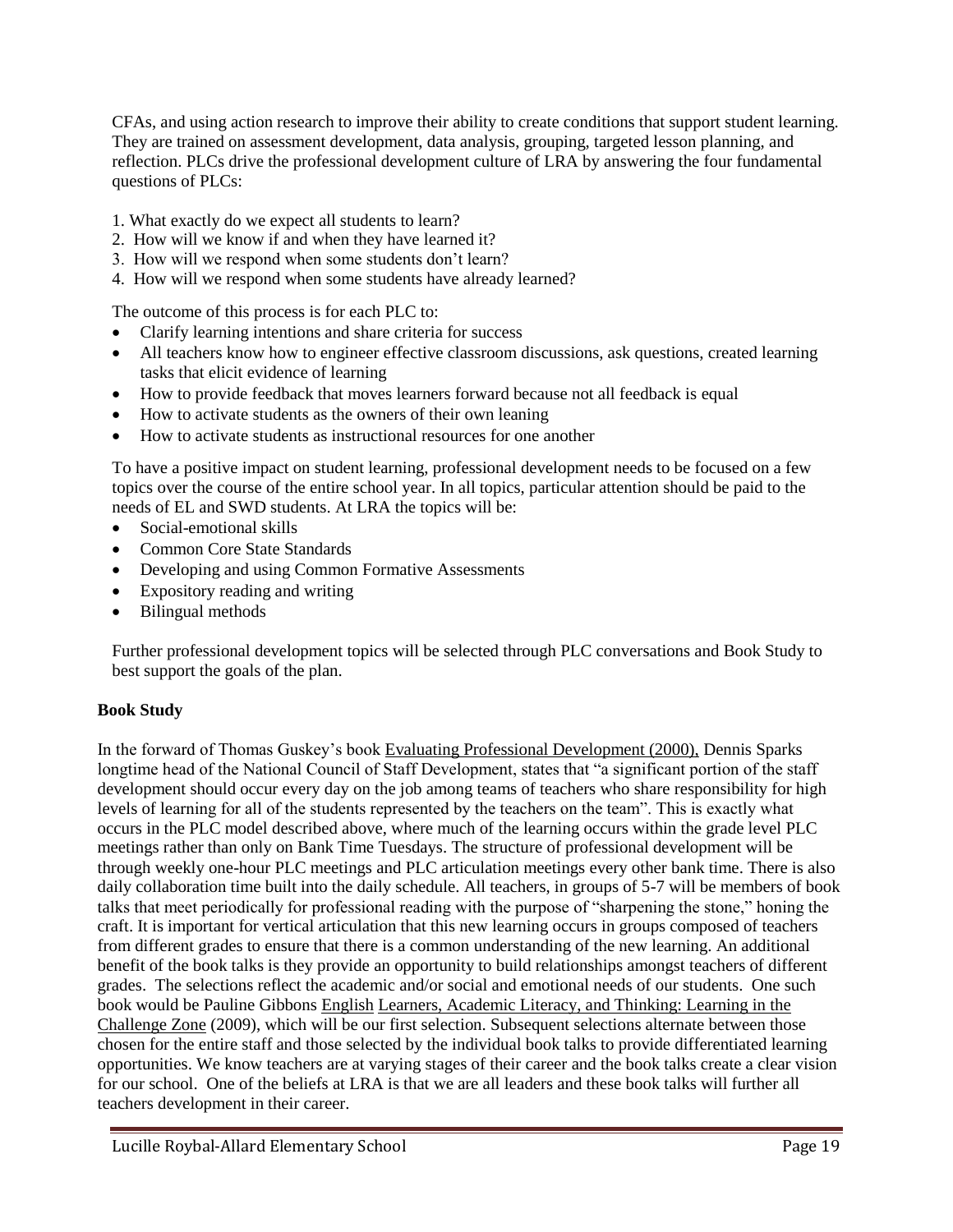CFAs, and using action research to improve their ability to create conditions that support student learning. They are trained on assessment development, data analysis, grouping, targeted lesson planning, and reflection. PLCs drive the professional development culture of LRA by answering the four fundamental questions of PLCs:

1. What exactly do we expect all students to learn?
2. How will we know if and when they have learned it?
3. How will we respond when some students don't learn?
4. How will we respond when some students have already learned?

The outcome of this process is for each PLC to:

- Clarify learning intentions and share criteria for success
- All teachers know how to engineer effective classroom discussions, ask questions, created learning tasks that elicit evidence of learning
- How to provide feedback that moves learners forward because not all feedback is equal
- How to activate students as the owners of their own leaning
- How to activate students as instructional resources for one another

To have a positive impact on student learning, professional development needs to be focused on a few topics over the course of the entire school year. In all topics, particular attention should be paid to the needs of EL and SWD students. At LRA the topics will be:

- Social-emotional skills
- Common Core State Standards
- Developing and using Common Formative Assessments
- Expository reading and writing
- Bilingual methods

Further professional development topics will be selected through PLC conversations and Book Study to best support the goals of the plan.

**Book Study**

In the forward of Thomas Guskey's book Evaluating Professional Development (2000), Dennis Sparks longtime head of the National Council of Staff Development, states that "a significant portion of the staff development should occur every day on the job among teams of teachers who share responsibility for high levels of learning for all of the students represented by the teachers on the team". This is exactly what occurs in the PLC model described above, where much of the learning occurs within the grade level PLC meetings rather than only on Bank Time Tuesdays. The structure of professional development will be through weekly one-hour PLC meetings and PLC articulation meetings every other bank time. There is also daily collaboration time built into the daily schedule. All teachers, in groups of 5-7 will be members of book talks that meet periodically for professional reading with the purpose of "sharpening the stone," honing the craft. It is important for vertical articulation that this new learning occurs in groups composed of teachers from different grades to ensure that there is a common understanding of the new learning. An additional benefit of the book talks is they provide an opportunity to build relationships amongst teachers of different grades. The selections reflect the academic and/or social and emotional needs of our students. One such book would be Pauline Gibbons English Learners, Academic Literacy, and Thinking: Learning in the Challenge Zone (2009), which will be our first selection. Subsequent selections alternate between those chosen for the entire staff and those selected by the individual book talks to provide differentiated learning opportunities. We know teachers are at varying stages of their career and the book talks create a clear vision for our school. One of the beliefs at LRA is that we are all leaders and these book talks will further all teachers development in their career.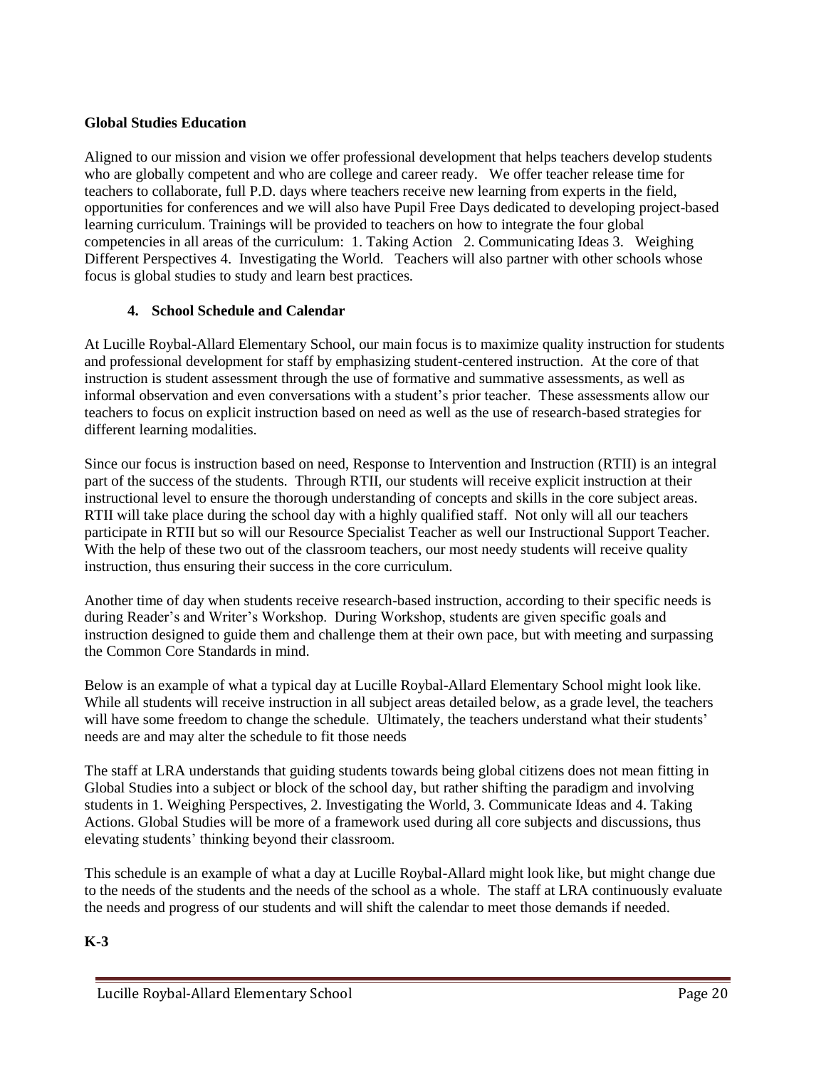**Global Studies Education**

Aligned to our mission and vision we offer professional development that helps teachers develop students who are globally competent and who are college and career ready. We offer teacher release time for teachers to collaborate, full P.D. days where teachers receive new learning from experts in the field, opportunities for conferences and we will also have Pupil Free Days dedicated to developing project-based learning curriculum. Trainings will be provided to teachers on how to integrate the four global competencies in all areas of the curriculum: 1. Taking Action 2. Communicating Ideas 3. Weighing Different Perspectives 4. Investigating the World. Teachers will also partner with other schools whose focus is global studies to study and learn best practices.

**4. School Schedule and Calendar**

At Lucille Roybal-Allard Elementary School, our main focus is to maximize quality instruction for students and professional development for staff by emphasizing student-centered instruction. At the core of that instruction is student assessment through the use of formative and summative assessments, as well as informal observation and even conversations with a student's prior teacher. These assessments allow our teachers to focus on explicit instruction based on need as well as the use of research-based strategies for different learning modalities.

Since our focus is instruction based on need, Response to Intervention and Instruction (RTII) is an integral part of the success of the students. Through RTII, our students will receive explicit instruction at their instructional level to ensure the thorough understanding of concepts and skills in the core subject areas. RTII will take place during the school day with a highly qualified staff. Not only will all our teachers participate in RTII but so will our Resource Specialist Teacher as well our Instructional Support Teacher. With the help of these two out of the classroom teachers, our most needy students will receive quality instruction, thus ensuring their success in the core curriculum.

Another time of day when students receive research-based instruction, according to their specific needs is during Reader's and Writer's Workshop. During Workshop, students are given specific goals and instruction designed to guide them and challenge them at their own pace, but with meeting and surpassing the Common Core Standards in mind.

Below is an example of what a typical day at Lucille Roybal-Allard Elementary School might look like. While all students will receive instruction in all subject areas detailed below, as a grade level, the teachers will have some freedom to change the schedule. Ultimately, the teachers understand what their students' needs are and may alter the schedule to fit those needs

The staff at LRA understands that guiding students towards being global citizens does not mean fitting in Global Studies into a subject or block of the school day, but rather shifting the paradigm and involving students in 1. Weighing Perspectives, 2. Investigating the World, 3. Communicate Ideas and 4. Taking Actions. Global Studies will be more of a framework used during all core subjects and discussions, thus elevating students' thinking beyond their classroom.

This schedule is an example of what a day at Lucille Roybal-Allard might look like, but might change due to the needs of the students and the needs of the school as a whole. The staff at LRA continuously evaluate the needs and progress of our students and will shift the calendar to meet those demands if needed.

**K-3**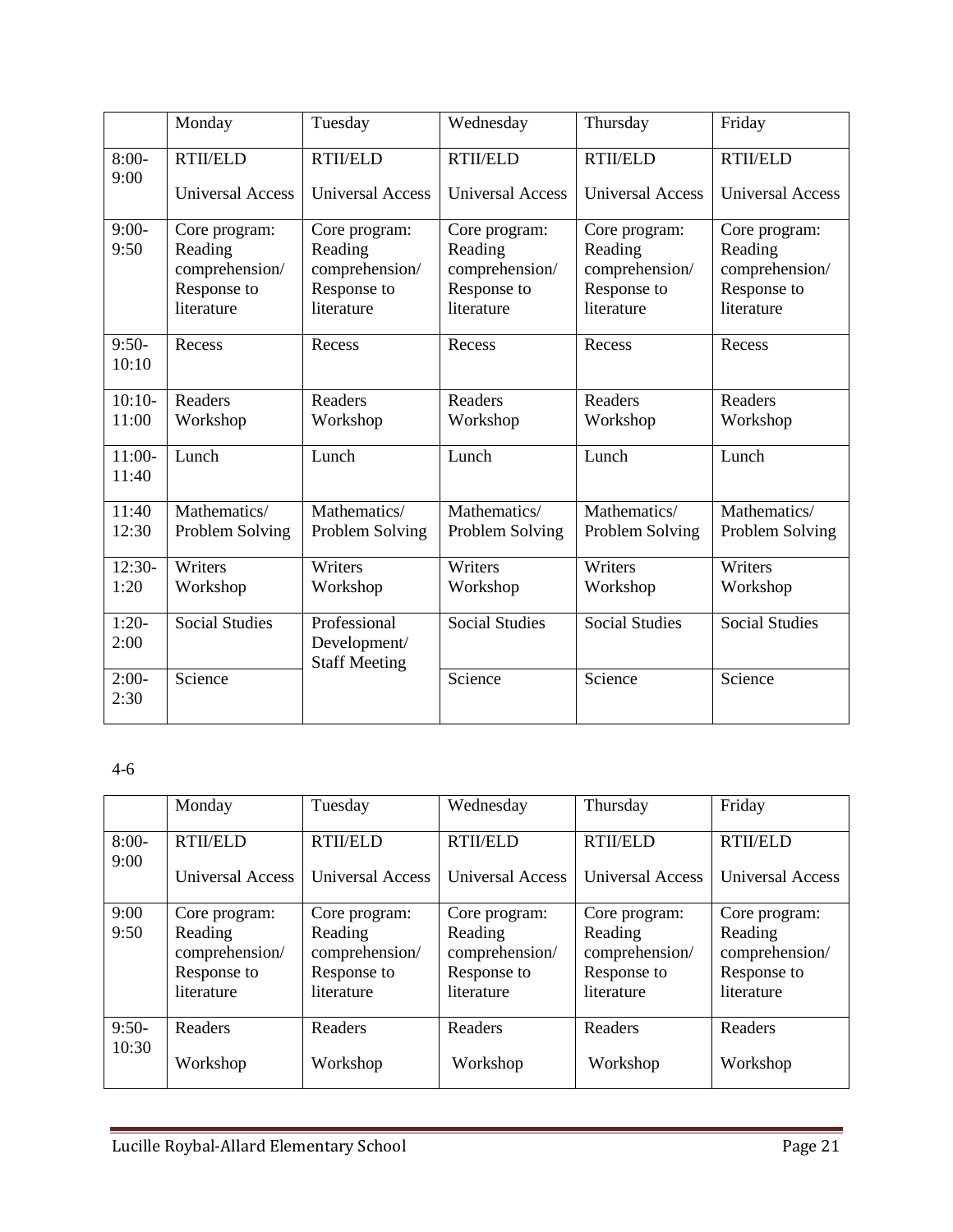| | Monday | Tuesday | Wednesday | Thursday | Friday |
|---|---|---|---|---|---|
| 8:00-9:00 | RTII/ELD Universal Access | RTII/ELD Universal Access | RTII/ELD Universal Access | RTII/ELD Universal Access | RTII/ELD Universal Access |
| 9:00-9:50 | Core program: Reading comprehension/ Response to literature | Core program: Reading comprehension/ Response to literature | Core program: Reading comprehension/ Response to literature | Core program: Reading comprehension/ Response to literature | Core program: Reading comprehension/ Response to literature |
| 9:50-10:10 | Recess | Recess | Recess | Recess | Recess |
| 10:10-11:00 | Readers Workshop | Readers Workshop | Readers Workshop | Readers Workshop | Readers Workshop |
| 11:00-11:40 | Lunch | Lunch | Lunch | Lunch | Lunch |
| 11:40 12:30 | Mathematics/ Problem Solving | Mathematics/ Problem Solving | Mathematics/ Problem Solving | Mathematics/ Problem Solving | Mathematics/ Problem Solving |
| 12:30-1:20 | Writers Workshop | Writers Workshop | Writers Workshop | Writers Workshop | Writers Workshop |
| 1:20-2:00 | Social Studies | Professional Development/ Staff Meeting | Social Studies | Social Studies | Social Studies |
| 2:00-2:30 | Science | | Science | Science | Science |

4-6

| | Monday | Tuesday | Wednesday | Thursday | Friday |
|---|---|---|---|---|---|
| 8:00-9:00 | RTII/ELD Universal Access | RTII/ELD Universal Access | RTII/ELD Universal Access | RTII/ELD Universal Access | RTII/ELD Universal Access |
| 9:00 9:50 | Core program: Reading comprehension/ Response to literature | Core program: Reading comprehension/ Response to literature | Core program: Reading comprehension/ Response to literature | Core program: Reading comprehension/ Response to literature | Core program: Reading comprehension/ Response to literature |
| 9:50-10:30 | Readers Workshop | Readers Workshop | Readers Workshop | Readers Workshop | Readers Workshop |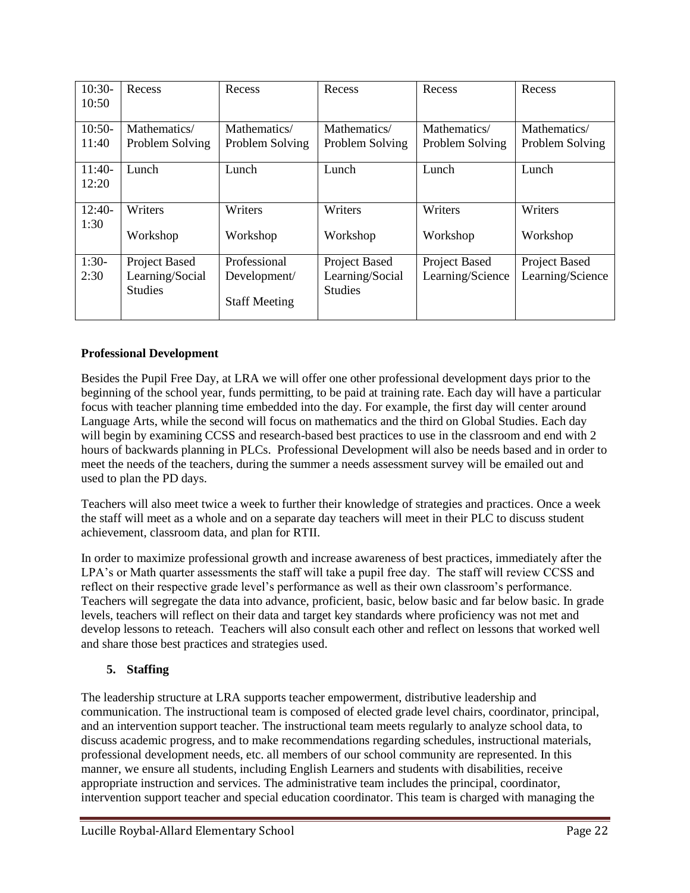| 10:30-10:50 | Recess | Recess | Recess | Recess | Recess |
|---|---|---|---|---|---|
| 10:50-11:40 | Mathematics/ Problem Solving | Mathematics/ Problem Solving | Mathematics/ Problem Solving | Mathematics/ Problem Solving | Mathematics/ Problem Solving |
| 11:40-12:20 | Lunch | Lunch | Lunch | Lunch | Lunch |
| 12:40-1:30 | Writers Workshop | Writers Workshop | Writers Workshop | Writers Workshop | Writers Workshop |
| 1:30-2:30 | Project Based Learning/Social Studies | Professional Development/ Staff Meeting | Project Based Learning/Social Studies | Project Based Learning/Science | Project Based Learning/Science |

**Professional Development**

Besides the Pupil Free Day, at LRA we will offer one other professional development days prior to the beginning of the school year, funds permitting, to be paid at training rate. Each day will have a particular focus with teacher planning time embedded into the day. For example, the first day will center around Language Arts, while the second will focus on mathematics and the third on Global Studies. Each day will begin by examining CCSS and research-based best practices to use in the classroom and end with 2 hours of backwards planning in PLCs. Professional Development will also be needs based and in order to meet the needs of the teachers, during the summer a needs assessment survey will be emailed out and used to plan the PD days.

Teachers will also meet twice a week to further their knowledge of strategies and practices. Once a week the staff will meet as a whole and on a separate day teachers will meet in their PLC to discuss student achievement, classroom data, and plan for RTII.

In order to maximize professional growth and increase awareness of best practices, immediately after the LPA's or Math quarter assessments the staff will take a pupil free day. The staff will review CCSS and reflect on their respective grade level's performance as well as their own classroom's performance. Teachers will segregate the data into advance, proficient, basic, below basic and far below basic. In grade levels, teachers will reflect on their data and target key standards where proficiency was not met and develop lessons to reteach. Teachers will also consult each other and reflect on lessons that worked well and share those best practices and strategies used.

**5. Staffing**

The leadership structure at LRA supports teacher empowerment, distributive leadership and communication. The instructional team is composed of elected grade level chairs, coordinator, principal, and an intervention support teacher. The instructional team meets regularly to analyze school data, to discuss academic progress, and to make recommendations regarding schedules, instructional materials, professional development needs, etc. all members of our school community are represented. In this manner, we ensure all students, including English Learners and students with disabilities, receive appropriate instruction and services. The administrative team includes the principal, coordinator, intervention support teacher and special education coordinator. This team is charged with managing the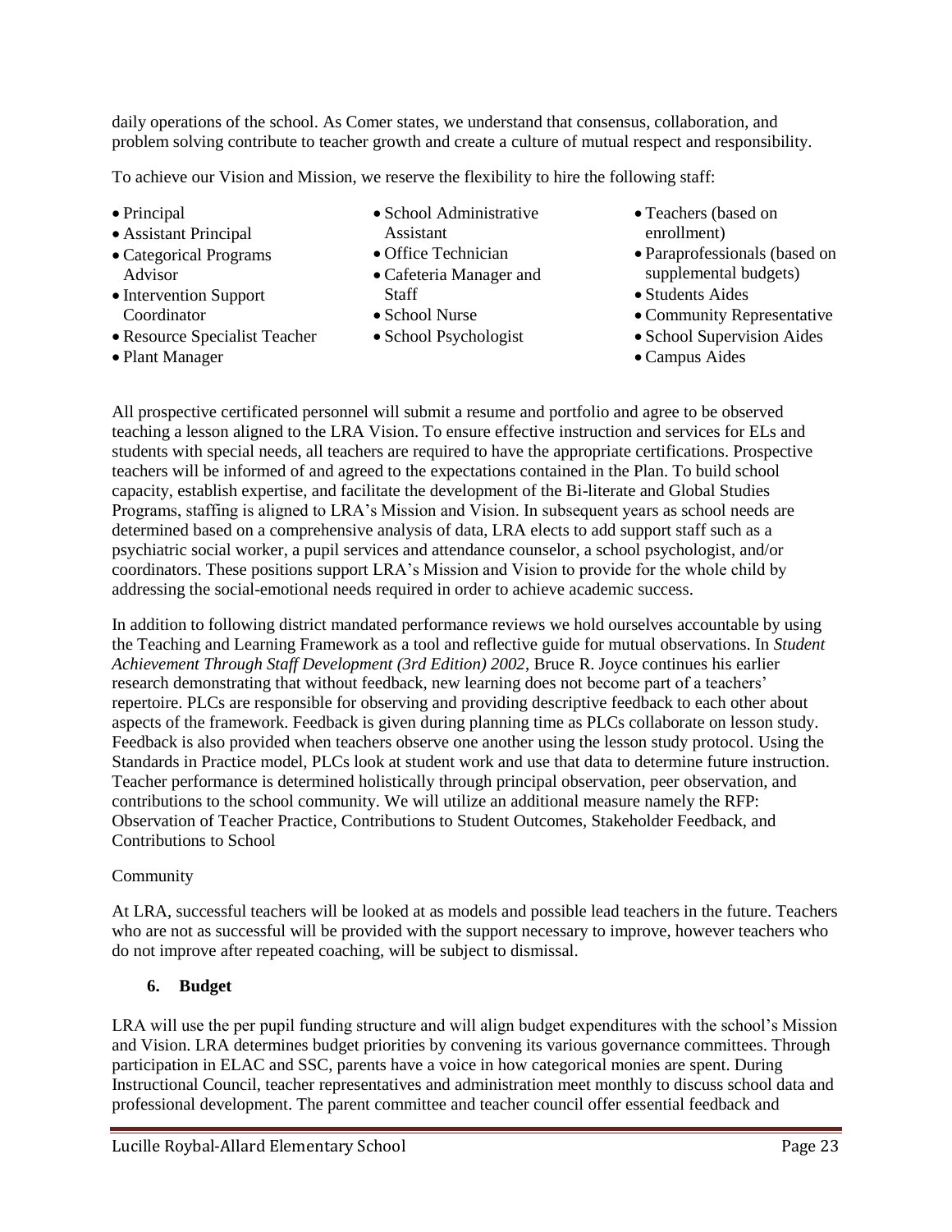daily operations of the school. As Comer states, we understand that consensus, collaboration, and problem solving contribute to teacher growth and create a culture of mutual respect and responsibility.

To achieve our Vision and Mission, we reserve the flexibility to hire the following staff:

- Principal
- Assistant Principal
- Categorical Programs Advisor
- Intervention Support Coordinator
- Resource Specialist Teacher
- Plant Manager
- School Administrative Assistant
- Office Technician
- Cafeteria Manager and Staff
- School Nurse
- School Psychologist
- Teachers (based on enrollment)
- Paraprofessionals (based on supplemental budgets)
- Students Aides
- Community Representative
- School Supervision Aides
- Campus Aides

All prospective certificated personnel will submit a resume and portfolio and agree to be observed teaching a lesson aligned to the LRA Vision. To ensure effective instruction and services for ELs and students with special needs, all teachers are required to have the appropriate certifications. Prospective teachers will be informed of and agreed to the expectations contained in the Plan. To build school capacity, establish expertise, and facilitate the development of the Bi-literate and Global Studies Programs, staffing is aligned to LRA's Mission and Vision. In subsequent years as school needs are determined based on a comprehensive analysis of data, LRA elects to add support staff such as a psychiatric social worker, a pupil services and attendance counselor, a school psychologist, and/or coordinators. These positions support LRA's Mission and Vision to provide for the whole child by addressing the social-emotional needs required in order to achieve academic success.

In addition to following district mandated performance reviews we hold ourselves accountable by using the Teaching and Learning Framework as a tool and reflective guide for mutual observations. In *Student Achievement Through Staff Development (3rd Edition) 2002*, Bruce R. Joyce continues his earlier research demonstrating that without feedback, new learning does not become part of a teachers' repertoire. PLCs are responsible for observing and providing descriptive feedback to each other about aspects of the framework. Feedback is given during planning time as PLCs collaborate on lesson study. Feedback is also provided when teachers observe one another using the lesson study protocol. Using the Standards in Practice model, PLCs look at student work and use that data to determine future instruction. Teacher performance is determined holistically through principal observation, peer observation, and contributions to the school community. We will utilize an additional measure namely the RFP: Observation of Teacher Practice, Contributions to Student Outcomes, Stakeholder Feedback, and Contributions to School

Community

At LRA, successful teachers will be looked at as models and possible lead teachers in the future. Teachers who are not as successful will be provided with the support necessary to improve, however teachers who do not improve after repeated coaching, will be subject to dismissal.

### 6. Budget

LRA will use the per pupil funding structure and will align budget expenditures with the school's Mission and Vision. LRA determines budget priorities by convening its various governance committees. Through participation in ELAC and SSC, parents have a voice in how categorical monies are spent. During Instructional Council, teacher representatives and administration meet monthly to discuss school data and professional development. The parent committee and teacher council offer essential feedback and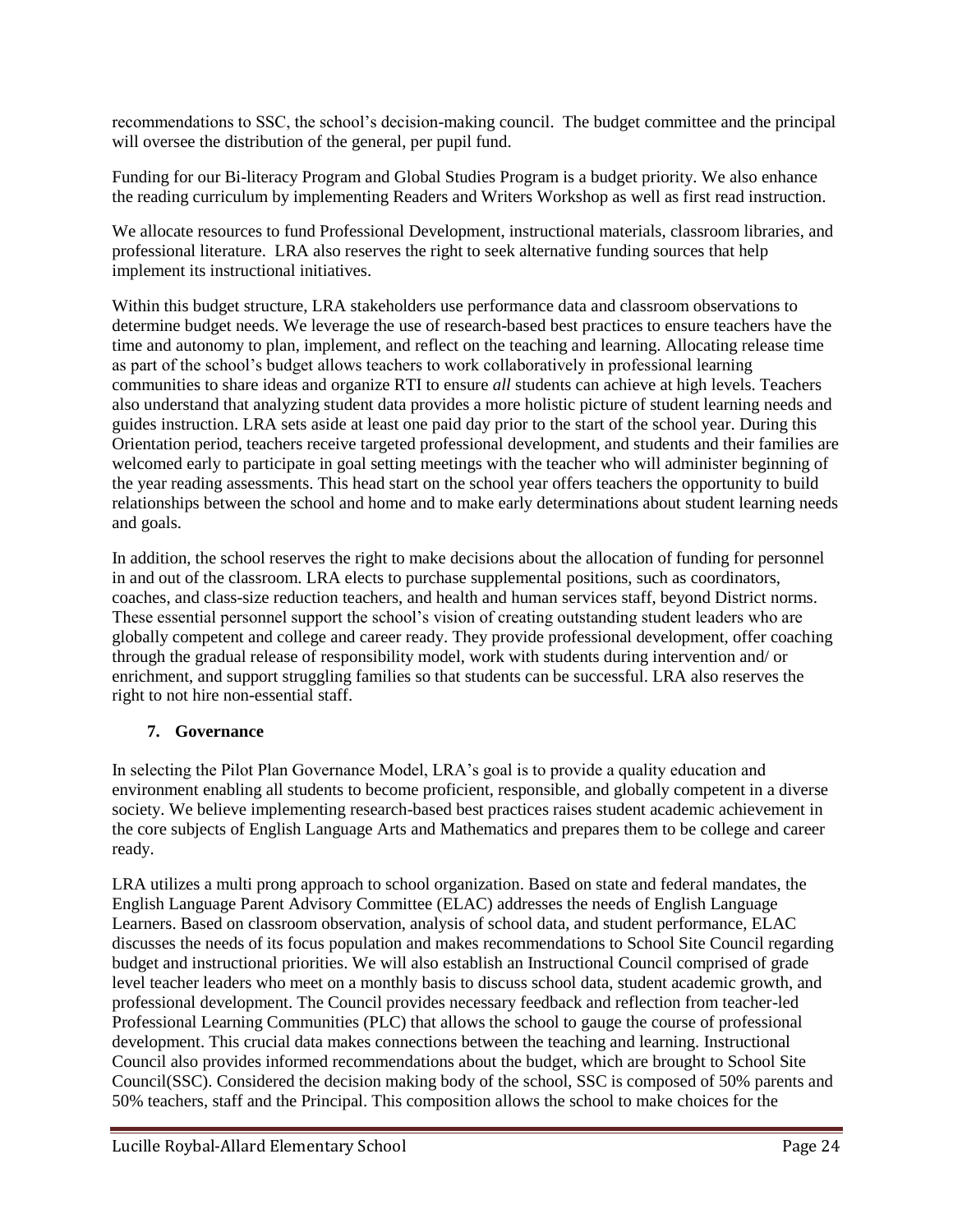recommendations to SSC, the school's decision-making council. The budget committee and the principal will oversee the distribution of the general, per pupil fund.

Funding for our Bi-literacy Program and Global Studies Program is a budget priority. We also enhance the reading curriculum by implementing Readers and Writers Workshop as well as first read instruction.

We allocate resources to fund Professional Development, instructional materials, classroom libraries, and professional literature. LRA also reserves the right to seek alternative funding sources that help implement its instructional initiatives.

Within this budget structure, LRA stakeholders use performance data and classroom observations to determine budget needs. We leverage the use of research-based best practices to ensure teachers have the time and autonomy to plan, implement, and reflect on the teaching and learning. Allocating release time as part of the school's budget allows teachers to work collaboratively in professional learning communities to share ideas and organize RTI to ensure *all* students can achieve at high levels. Teachers also understand that analyzing student data provides a more holistic picture of student learning needs and guides instruction. LRA sets aside at least one paid day prior to the start of the school year. During this Orientation period, teachers receive targeted professional development, and students and their families are welcomed early to participate in goal setting meetings with the teacher who will administer beginning of the year reading assessments. This head start on the school year offers teachers the opportunity to build relationships between the school and home and to make early determinations about student learning needs and goals.

In addition, the school reserves the right to make decisions about the allocation of funding for personnel in and out of the classroom. LRA elects to purchase supplemental positions, such as coordinators, coaches, and class-size reduction teachers, and health and human services staff, beyond District norms. These essential personnel support the school's vision of creating outstanding student leaders who are globally competent and college and career ready. They provide professional development, offer coaching through the gradual release of responsibility model, work with students during intervention and/ or enrichment, and support struggling families so that students can be successful. LRA also reserves the right to not hire non-essential staff.

## 7. Governance

In selecting the Pilot Plan Governance Model, LRA's goal is to provide a quality education and environment enabling all students to become proficient, responsible, and globally competent in a diverse society. We believe implementing research-based best practices raises student academic achievement in the core subjects of English Language Arts and Mathematics and prepares them to be college and career ready.

LRA utilizes a multi prong approach to school organization. Based on state and federal mandates, the English Language Parent Advisory Committee (ELAC) addresses the needs of English Language Learners. Based on classroom observation, analysis of school data, and student performance, ELAC discusses the needs of its focus population and makes recommendations to School Site Council regarding budget and instructional priorities. We will also establish an Instructional Council comprised of grade level teacher leaders who meet on a monthly basis to discuss school data, student academic growth, and professional development. The Council provides necessary feedback and reflection from teacher-led Professional Learning Communities (PLC) that allows the school to gauge the course of professional development. This crucial data makes connections between the teaching and learning. Instructional Council also provides informed recommendations about the budget, which are brought to School Site Council(SSC). Considered the decision making body of the school, SSC is composed of 50% parents and 50% teachers, staff and the Principal. This composition allows the school to make choices for the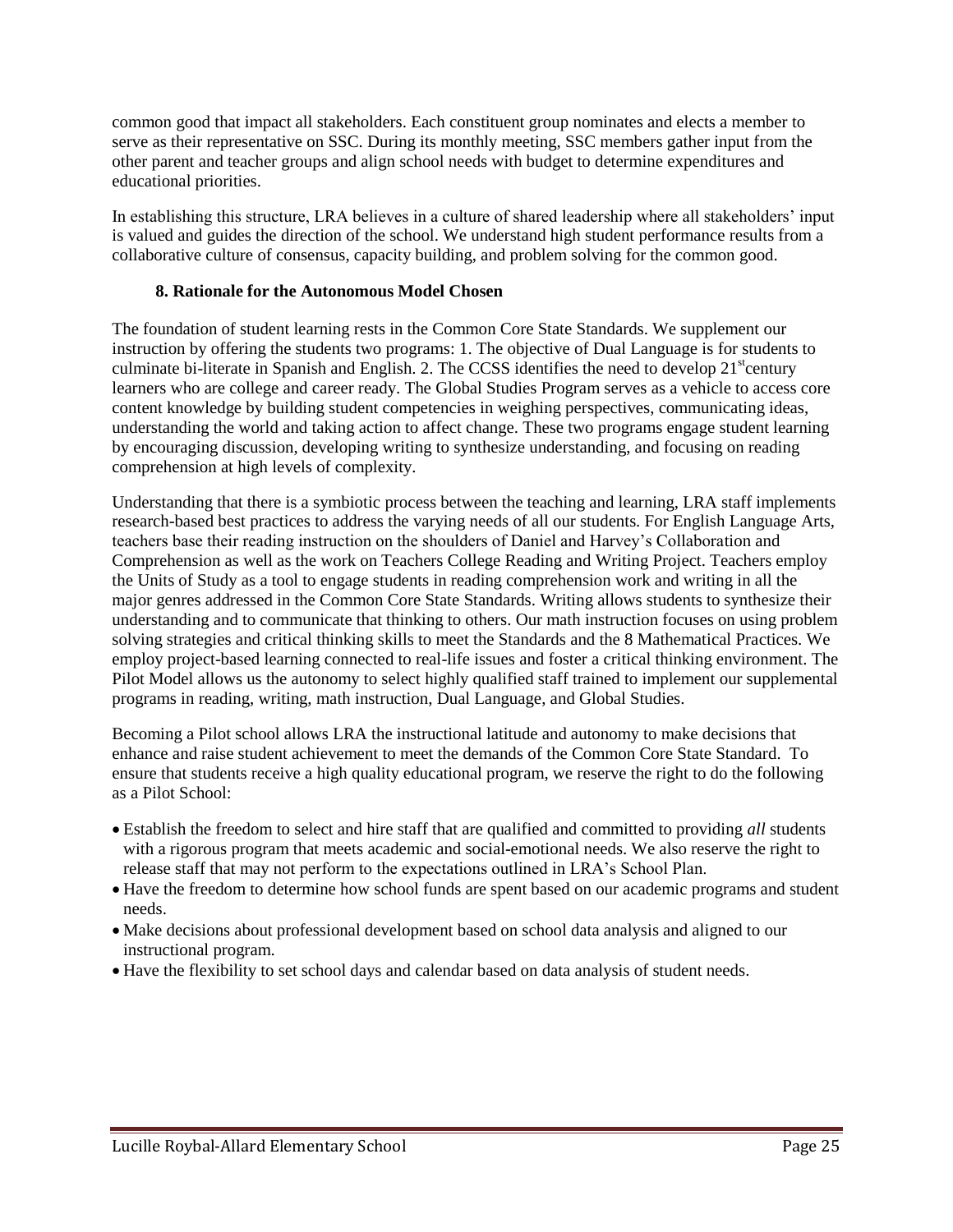common good that impact all stakeholders. Each constituent group nominates and elects a member to serve as their representative on SSC. During its monthly meeting, SSC members gather input from the other parent and teacher groups and align school needs with budget to determine expenditures and educational priorities.

In establishing this structure, LRA believes in a culture of shared leadership where all stakeholders' input is valued and guides the direction of the school. We understand high student performance results from a collaborative culture of consensus, capacity building, and problem solving for the common good.

### 8. Rationale for the Autonomous Model Chosen

The foundation of student learning rests in the Common Core State Standards. We supplement our instruction by offering the students two programs: 1. The objective of Dual Language is for students to culminate bi-literate in Spanish and English. 2. The CCSS identifies the need to develop 21st century learners who are college and career ready. The Global Studies Program serves as a vehicle to access core content knowledge by building student competencies in weighing perspectives, communicating ideas, understanding the world and taking action to affect change. These two programs engage student learning by encouraging discussion, developing writing to synthesize understanding, and focusing on reading comprehension at high levels of complexity.

Understanding that there is a symbiotic process between the teaching and learning, LRA staff implements research-based best practices to address the varying needs of all our students. For English Language Arts, teachers base their reading instruction on the shoulders of Daniel and Harvey's Collaboration and Comprehension as well as the work on Teachers College Reading and Writing Project. Teachers employ the Units of Study as a tool to engage students in reading comprehension work and writing in all the major genres addressed in the Common Core State Standards. Writing allows students to synthesize their understanding and to communicate that thinking to others. Our math instruction focuses on using problem solving strategies and critical thinking skills to meet the Standards and the 8 Mathematical Practices. We employ project-based learning connected to real-life issues and foster a critical thinking environment. The Pilot Model allows us the autonomy to select highly qualified staff trained to implement our supplemental programs in reading, writing, math instruction, Dual Language, and Global Studies.

Becoming a Pilot school allows LRA the instructional latitude and autonomy to make decisions that enhance and raise student achievement to meet the demands of the Common Core State Standard. To ensure that students receive a high quality educational program, we reserve the right to do the following as a Pilot School:

- Establish the freedom to select and hire staff that are qualified and committed to providing *all* students with a rigorous program that meets academic and social-emotional needs. We also reserve the right to release staff that may not perform to the expectations outlined in LRA's School Plan.
- Have the freedom to determine how school funds are spent based on our academic programs and student needs.
- Make decisions about professional development based on school data analysis and aligned to our instructional program.
- Have the flexibility to set school days and calendar based on data analysis of student needs.